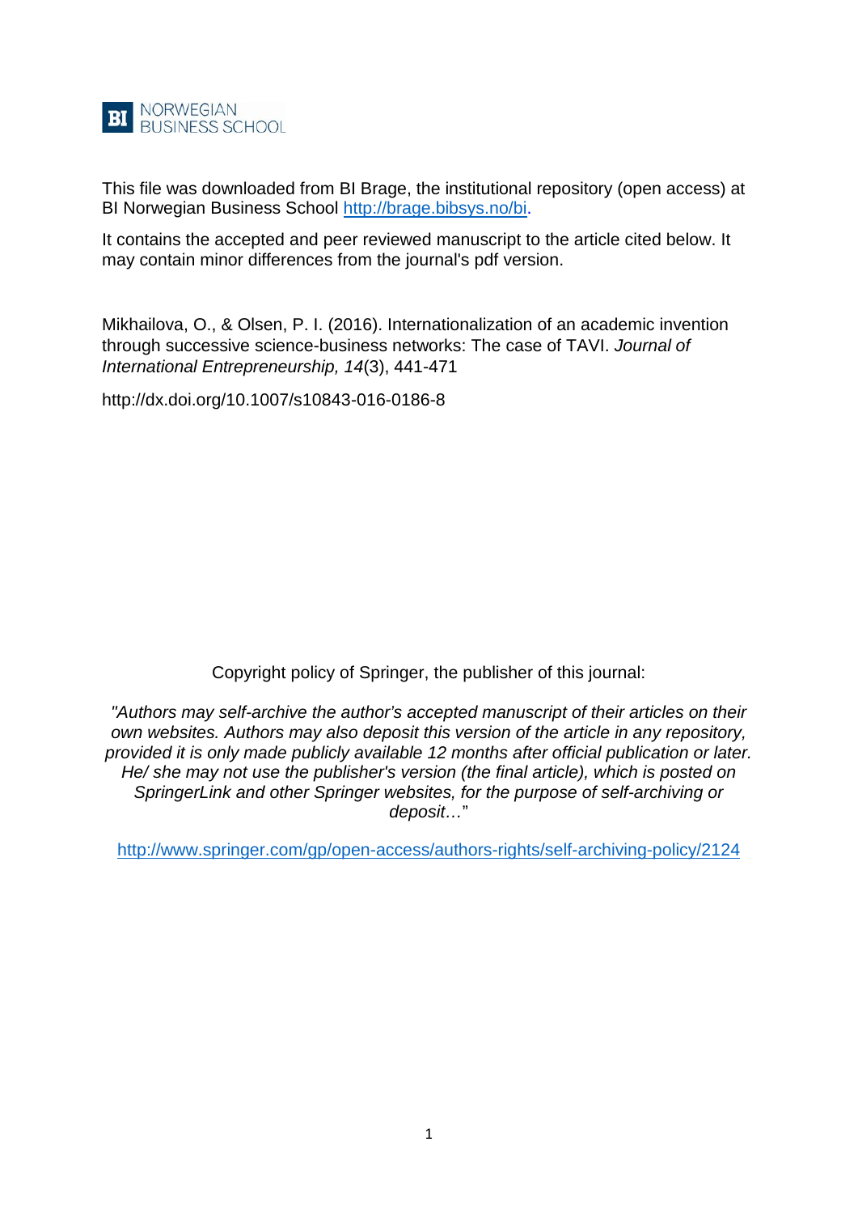NORWEGIAN BUSINESS SCHOOL

This file was downloaded from BI Brage, the institutional repository (open access) at BI Norwegian Business School http://brage.bibsys.no/bi.

It contains the accepted and peer reviewed manuscript to the article cited below. It may contain minor differences from the journal's pdf version.

Mikhailova, O., & Olsen, P. I. (2016). Internationalization of an academic invention through successive science-business networks: The case of TAVI. *Journal of International Entrepreneurship, 14*(3), 441-471

http://dx.doi.org/10.1007/s10843-016-0186-8

Copyright policy of Springer, the publisher of this journal:

*"Authors may self-archive the author's accepted manuscript of their articles on their own websites. Authors may also deposit this version of the article in any repository, provided it is only made publicly available 12 months after official publication or later. He/ she may not use the publisher's version (the final article), which is posted on SpringerLink and other Springer websites, for the purpose of self-archiving or deposit…*"

http://www.springer.com/gp/open-access/authors-rights/self-archiving-policy/2124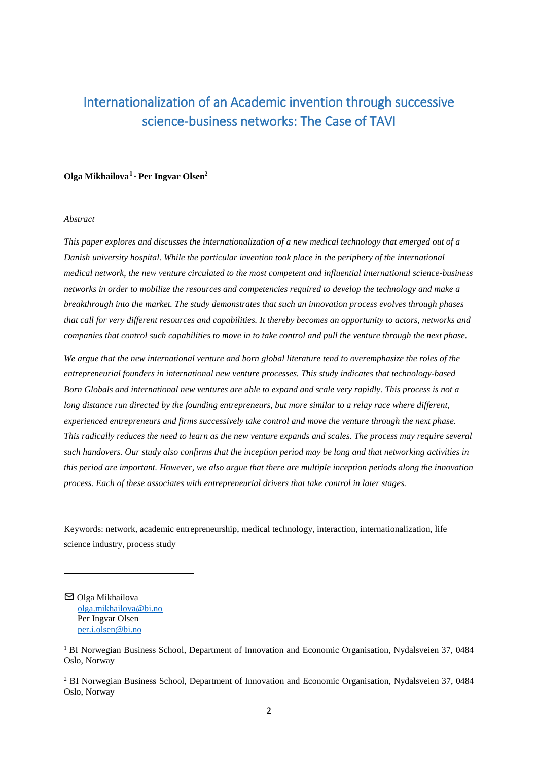# Internationalization of an Academic invention through successive science-business networks: The Case of TAVI

**Olga Mikhailova[1] · Per Ingvar Olsen[2]**

*Abstract*

*This paper explores and discusses the internationalization of a new medical technology that emerged out of a Danish university hospital. While the particular invention took place in the periphery of the international medical network, the new venture circulated to the most competent and influential international science-business networks in order to mobilize the resources and competencies required to develop the technology and make a breakthrough into the market. The study demonstrates that such an innovation process evolves through phases that call for very different resources and capabilities. It thereby becomes an opportunity to actors, networks and companies that control such capabilities to move in to take control and pull the venture through the next phase.*

*We argue that the new international venture and born global literature tend to overemphasize the roles of the entrepreneurial founders in international new venture processes. This study indicates that technology-based Born Globals and international new ventures are able to expand and scale very rapidly. This process is not a long distance run directed by the founding entrepreneurs, but more similar to a relay race where different, experienced entrepreneurs and firms successively take control and move the venture through the next phase. This radically reduces the need to learn as the new venture expands and scales. The process may require several such handovers. Our study also confirms that the inception period may be long and that networking activities in this period are important. However, we also argue that there are multiple inception periods along the innovation process. Each of these associates with entrepreneurial drivers that take control in later stages.*

Keywords: network, academic entrepreneurship, medical technology, interaction, internationalization, life science industry, process study

---

✉ Olga Mikhailova
olga.mikhailova@bi.no
Per Ingvar Olsen
per.i.olsen@bi.no

[1] BI Norwegian Business School, Department of Innovation and Economic Organisation, Nydalsveien 37, 0484 Oslo, Norway

[2] BI Norwegian Business School, Department of Innovation and Economic Organisation, Nydalsveien 37, 0484 Oslo, Norway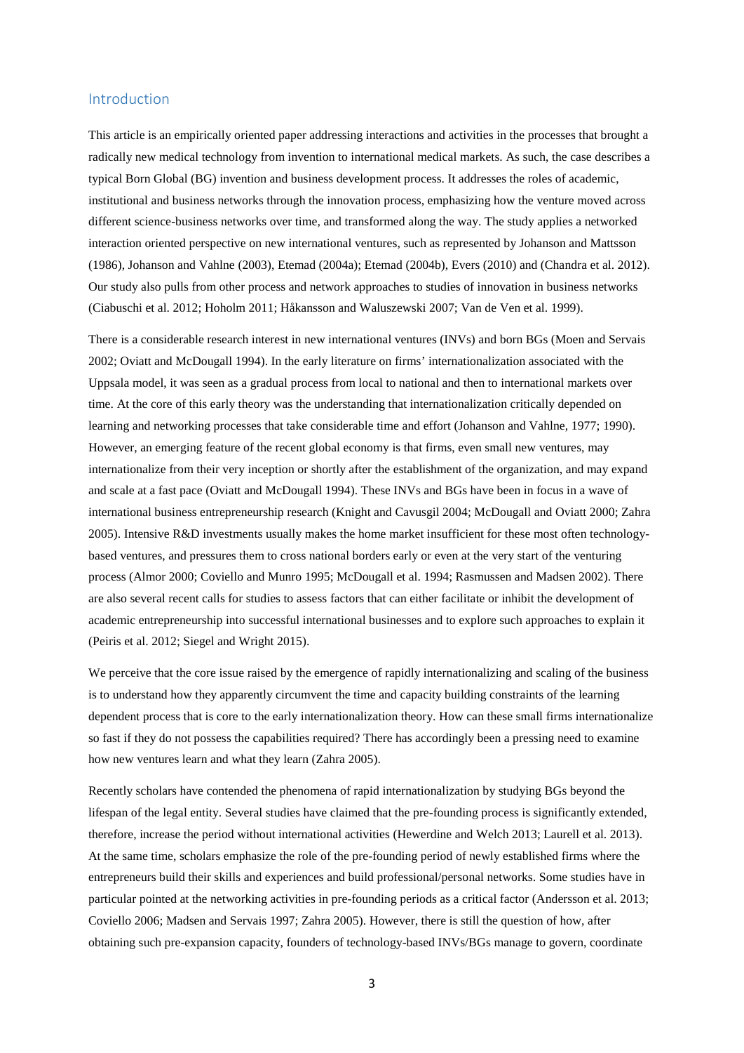## Introduction

This article is an empirically oriented paper addressing interactions and activities in the processes that brought a radically new medical technology from invention to international medical markets. As such, the case describes a typical Born Global (BG) invention and business development process. It addresses the roles of academic, institutional and business networks through the innovation process, emphasizing how the venture moved across different science-business networks over time, and transformed along the way. The study applies a networked interaction oriented perspective on new international ventures, such as represented by Johanson and Mattsson (1986), Johanson and Vahlne (2003), Etemad (2004a); Etemad (2004b), Evers (2010) and (Chandra et al. 2012). Our study also pulls from other process and network approaches to studies of innovation in business networks (Ciabuschi et al. 2012; Hoholm 2011; Håkansson and Waluszewski 2007; Van de Ven et al. 1999).

There is a considerable research interest in new international ventures (INVs) and born BGs (Moen and Servais 2002; Oviatt and McDougall 1994). In the early literature on firms' internationalization associated with the Uppsala model, it was seen as a gradual process from local to national and then to international markets over time. At the core of this early theory was the understanding that internationalization critically depended on learning and networking processes that take considerable time and effort (Johanson and Vahlne, 1977; 1990). However, an emerging feature of the recent global economy is that firms, even small new ventures, may internationalize from their very inception or shortly after the establishment of the organization, and may expand and scale at a fast pace (Oviatt and McDougall 1994). These INVs and BGs have been in focus in a wave of international business entrepreneurship research (Knight and Cavusgil 2004; McDougall and Oviatt 2000; Zahra 2005). Intensive R&D investments usually makes the home market insufficient for these most often technology-based ventures, and pressures them to cross national borders early or even at the very start of the venturing process (Almor 2000; Coviello and Munro 1995; McDougall et al. 1994; Rasmussen and Madsen 2002). There are also several recent calls for studies to assess factors that can either facilitate or inhibit the development of academic entrepreneurship into successful international businesses and to explore such approaches to explain it (Peiris et al. 2012; Siegel and Wright 2015).

We perceive that the core issue raised by the emergence of rapidly internationalizing and scaling of the business is to understand how they apparently circumvent the time and capacity building constraints of the learning dependent process that is core to the early internationalization theory. How can these small firms internationalize so fast if they do not possess the capabilities required? There has accordingly been a pressing need to examine how new ventures learn and what they learn (Zahra 2005).

Recently scholars have contended the phenomena of rapid internationalization by studying BGs beyond the lifespan of the legal entity. Several studies have claimed that the pre-founding process is significantly extended, therefore, increase the period without international activities (Hewerdine and Welch 2013; Laurell et al. 2013). At the same time, scholars emphasize the role of the pre-founding period of newly established firms where the entrepreneurs build their skills and experiences and build professional/personal networks. Some studies have in particular pointed at the networking activities in pre-founding periods as a critical factor (Andersson et al. 2013; Coviello 2006; Madsen and Servais 1997; Zahra 2005). However, there is still the question of how, after obtaining such pre-expansion capacity, founders of technology-based INVs/BGs manage to govern, coordinate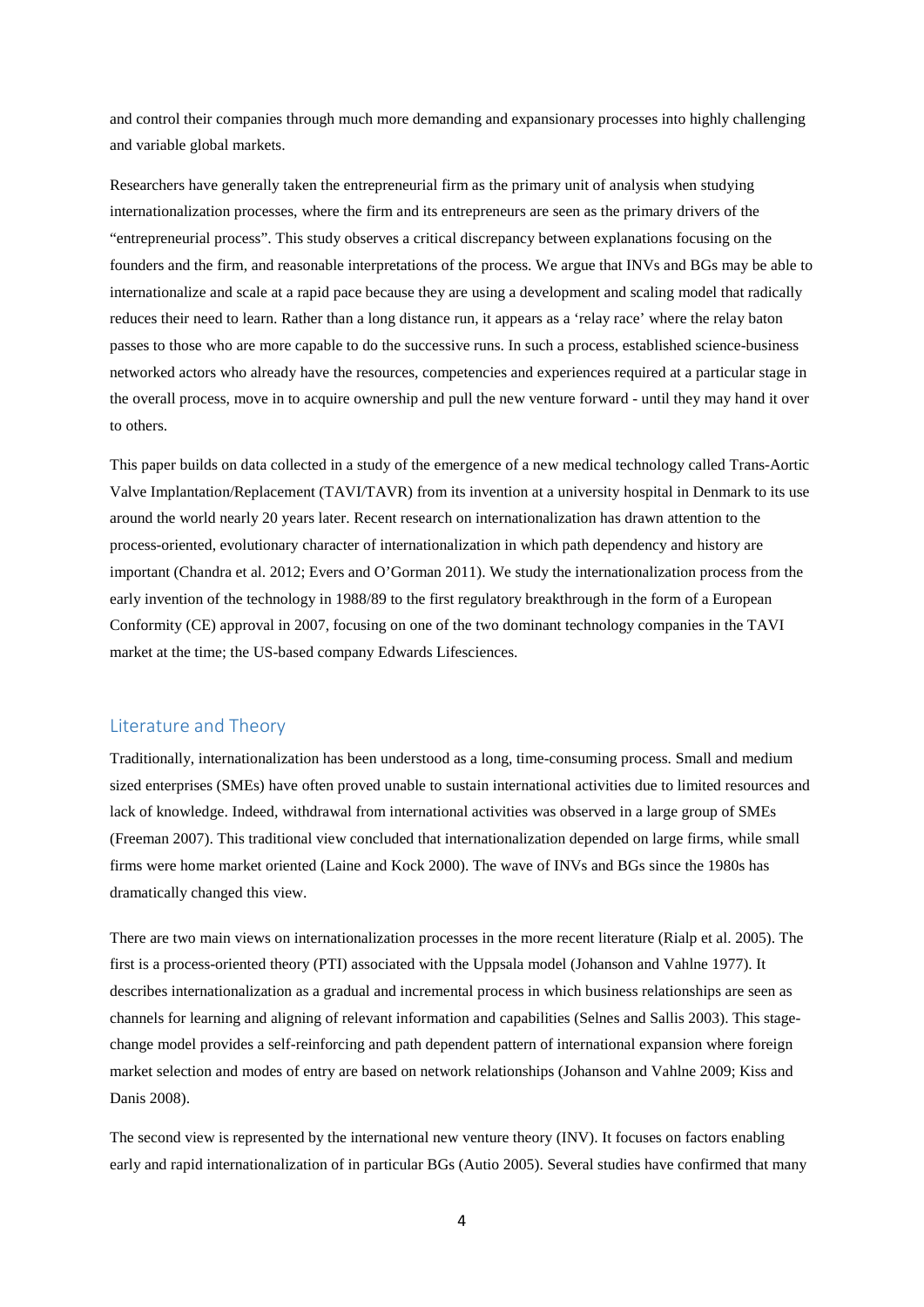and control their companies through much more demanding and expansionary processes into highly challenging and variable global markets.

Researchers have generally taken the entrepreneurial firm as the primary unit of analysis when studying internationalization processes, where the firm and its entrepreneurs are seen as the primary drivers of the "entrepreneurial process". This study observes a critical discrepancy between explanations focusing on the founders and the firm, and reasonable interpretations of the process. We argue that INVs and BGs may be able to internationalize and scale at a rapid pace because they are using a development and scaling model that radically reduces their need to learn. Rather than a long distance run, it appears as a 'relay race' where the relay baton passes to those who are more capable to do the successive runs. In such a process, established science-business networked actors who already have the resources, competencies and experiences required at a particular stage in the overall process, move in to acquire ownership and pull the new venture forward - until they may hand it over to others.

This paper builds on data collected in a study of the emergence of a new medical technology called Trans-Aortic Valve Implantation/Replacement (TAVI/TAVR) from its invention at a university hospital in Denmark to its use around the world nearly 20 years later. Recent research on internationalization has drawn attention to the process-oriented, evolutionary character of internationalization in which path dependency and history are important (Chandra et al. 2012; Evers and O'Gorman 2011). We study the internationalization process from the early invention of the technology in 1988/89 to the first regulatory breakthrough in the form of a European Conformity (CE) approval in 2007, focusing on one of the two dominant technology companies in the TAVI market at the time; the US-based company Edwards Lifesciences.

## Literature and Theory

Traditionally, internationalization has been understood as a long, time-consuming process. Small and medium sized enterprises (SMEs) have often proved unable to sustain international activities due to limited resources and lack of knowledge. Indeed, withdrawal from international activities was observed in a large group of SMEs (Freeman 2007). This traditional view concluded that internationalization depended on large firms, while small firms were home market oriented (Laine and Kock 2000). The wave of INVs and BGs since the 1980s has dramatically changed this view.

There are two main views on internationalization processes in the more recent literature (Rialp et al. 2005). The first is a process-oriented theory (PTI) associated with the Uppsala model (Johanson and Vahlne 1977). It describes internationalization as a gradual and incremental process in which business relationships are seen as channels for learning and aligning of relevant information and capabilities (Selnes and Sallis 2003). This stage-change model provides a self-reinforcing and path dependent pattern of international expansion where foreign market selection and modes of entry are based on network relationships (Johanson and Vahlne 2009; Kiss and Danis 2008).

The second view is represented by the international new venture theory (INV). It focuses on factors enabling early and rapid internationalization of in particular BGs (Autio 2005). Several studies have confirmed that many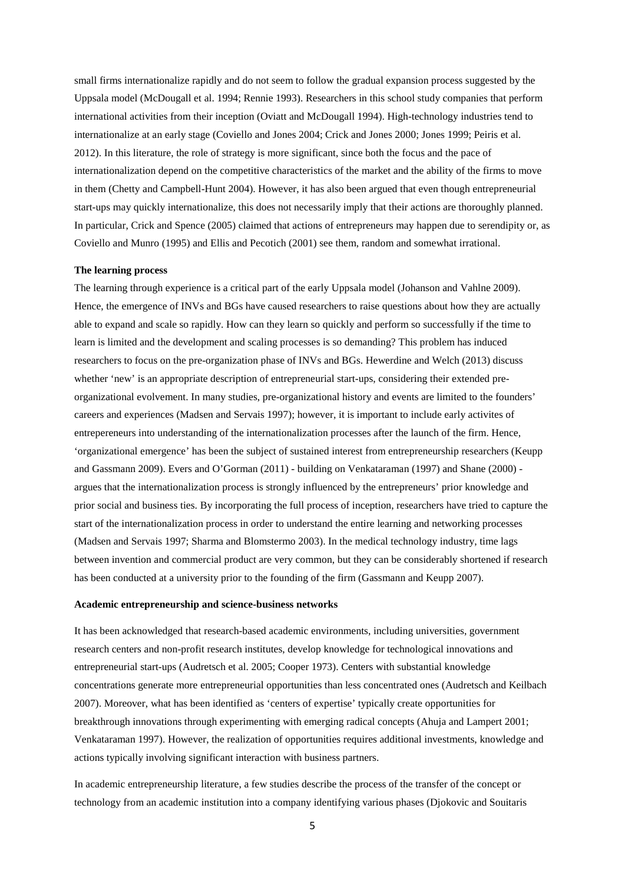small firms internationalize rapidly and do not seem to follow the gradual expansion process suggested by the Uppsala model (McDougall et al. 1994; Rennie 1993). Researchers in this school study companies that perform international activities from their inception (Oviatt and McDougall 1994). High-technology industries tend to internationalize at an early stage (Coviello and Jones 2004; Crick and Jones 2000; Jones 1999; Peiris et al. 2012). In this literature, the role of strategy is more significant, since both the focus and the pace of internationalization depend on the competitive characteristics of the market and the ability of the firms to move in them (Chetty and Campbell-Hunt 2004). However, it has also been argued that even though entrepreneurial start-ups may quickly internationalize, this does not necessarily imply that their actions are thoroughly planned. In particular, Crick and Spence (2005) claimed that actions of entrepreneurs may happen due to serendipity or, as Coviello and Munro (1995) and Ellis and Pecotich (2001) see them, random and somewhat irrational.

**The learning process**

The learning through experience is a critical part of the early Uppsala model (Johanson and Vahlne 2009). Hence, the emergence of INVs and BGs have caused researchers to raise questions about how they are actually able to expand and scale so rapidly. How can they learn so quickly and perform so successfully if the time to learn is limited and the development and scaling processes is so demanding? This problem has induced researchers to focus on the pre-organization phase of INVs and BGs. Hewerdine and Welch (2013) discuss whether 'new' is an appropriate description of entrepreneurial start-ups, considering their extended pre-organizational evolvement. In many studies, pre-organizational history and events are limited to the founders' careers and experiences (Madsen and Servais 1997); however, it is important to include early activites of enterepreneurs into understanding of the internationalization processes after the launch of the firm. Hence, 'organizational emergence' has been the subject of sustained interest from entrepreneurship researchers (Keupp and Gassmann 2009). Evers and O'Gorman (2011) - building on Venkataraman (1997) and Shane (2000) - argues that the internationalization process is strongly influenced by the entrepreneurs' prior knowledge and prior social and business ties. By incorporating the full process of inception, researchers have tried to capture the start of the internationalization process in order to understand the entire learning and networking processes (Madsen and Servais 1997; Sharma and Blomstermo 2003). In the medical technology industry, time lags between invention and commercial product are very common, but they can be considerably shortened if research has been conducted at a university prior to the founding of the firm (Gassmann and Keupp 2007).

**Academic entrepreneurship and science-business networks**

It has been acknowledged that research-based academic environments, including universities, government research centers and non-profit research institutes, develop knowledge for technological innovations and entrepreneurial start-ups (Audretsch et al. 2005; Cooper 1973). Centers with substantial knowledge concentrations generate more entrepreneurial opportunities than less concentrated ones (Audretsch and Keilbach 2007). Moreover, what has been identified as 'centers of expertise' typically create opportunities for breakthrough innovations through experimenting with emerging radical concepts (Ahuja and Lampert 2001; Venkataraman 1997). However, the realization of opportunities requires additional investments, knowledge and actions typically involving significant interaction with business partners.

In academic entrepreneurship literature, a few studies describe the process of the transfer of the concept or technology from an academic institution into a company identifying various phases (Djokovic and Souitaris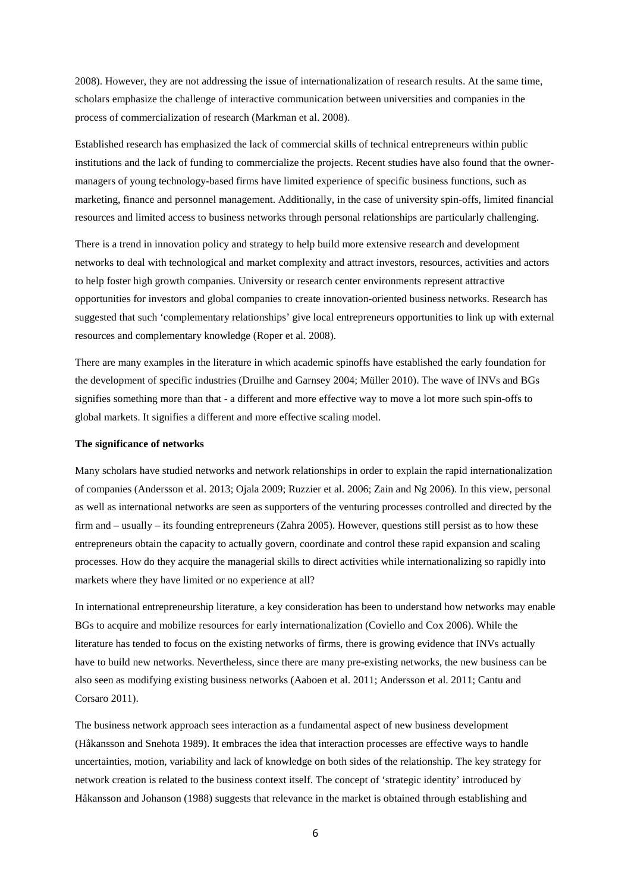2008). However, they are not addressing the issue of internationalization of research results. At the same time, scholars emphasize the challenge of interactive communication between universities and companies in the process of commercialization of research (Markman et al. 2008).

Established research has emphasized the lack of commercial skills of technical entrepreneurs within public institutions and the lack of funding to commercialize the projects. Recent studies have also found that the owner-managers of young technology-based firms have limited experience of specific business functions, such as marketing, finance and personnel management. Additionally, in the case of university spin-offs, limited financial resources and limited access to business networks through personal relationships are particularly challenging.

There is a trend in innovation policy and strategy to help build more extensive research and development networks to deal with technological and market complexity and attract investors, resources, activities and actors to help foster high growth companies. University or research center environments represent attractive opportunities for investors and global companies to create innovation-oriented business networks. Research has suggested that such 'complementary relationships' give local entrepreneurs opportunities to link up with external resources and complementary knowledge (Roper et al. 2008).

There are many examples in the literature in which academic spinoffs have established the early foundation for the development of specific industries (Druilhe and Garnsey 2004; Müller 2010). The wave of INVs and BGs signifies something more than that - a different and more effective way to move a lot more such spin-offs to global markets. It signifies a different and more effective scaling model.

**The significance of networks**

Many scholars have studied networks and network relationships in order to explain the rapid internationalization of companies (Andersson et al. 2013; Ojala 2009; Ruzzier et al. 2006; Zain and Ng 2006). In this view, personal as well as international networks are seen as supporters of the venturing processes controlled and directed by the firm and – usually – its founding entrepreneurs (Zahra 2005). However, questions still persist as to how these entrepreneurs obtain the capacity to actually govern, coordinate and control these rapid expansion and scaling processes. How do they acquire the managerial skills to direct activities while internationalizing so rapidly into markets where they have limited or no experience at all?

In international entrepreneurship literature, a key consideration has been to understand how networks may enable BGs to acquire and mobilize resources for early internationalization (Coviello and Cox 2006). While the literature has tended to focus on the existing networks of firms, there is growing evidence that INVs actually have to build new networks. Nevertheless, since there are many pre-existing networks, the new business can be also seen as modifying existing business networks (Aaboen et al. 2011; Andersson et al. 2011; Cantu and Corsaro 2011).

The business network approach sees interaction as a fundamental aspect of new business development (Håkansson and Snehota 1989). It embraces the idea that interaction processes are effective ways to handle uncertainties, motion, variability and lack of knowledge on both sides of the relationship. The key strategy for network creation is related to the business context itself. The concept of 'strategic identity' introduced by Håkansson and Johanson (1988) suggests that relevance in the market is obtained through establishing and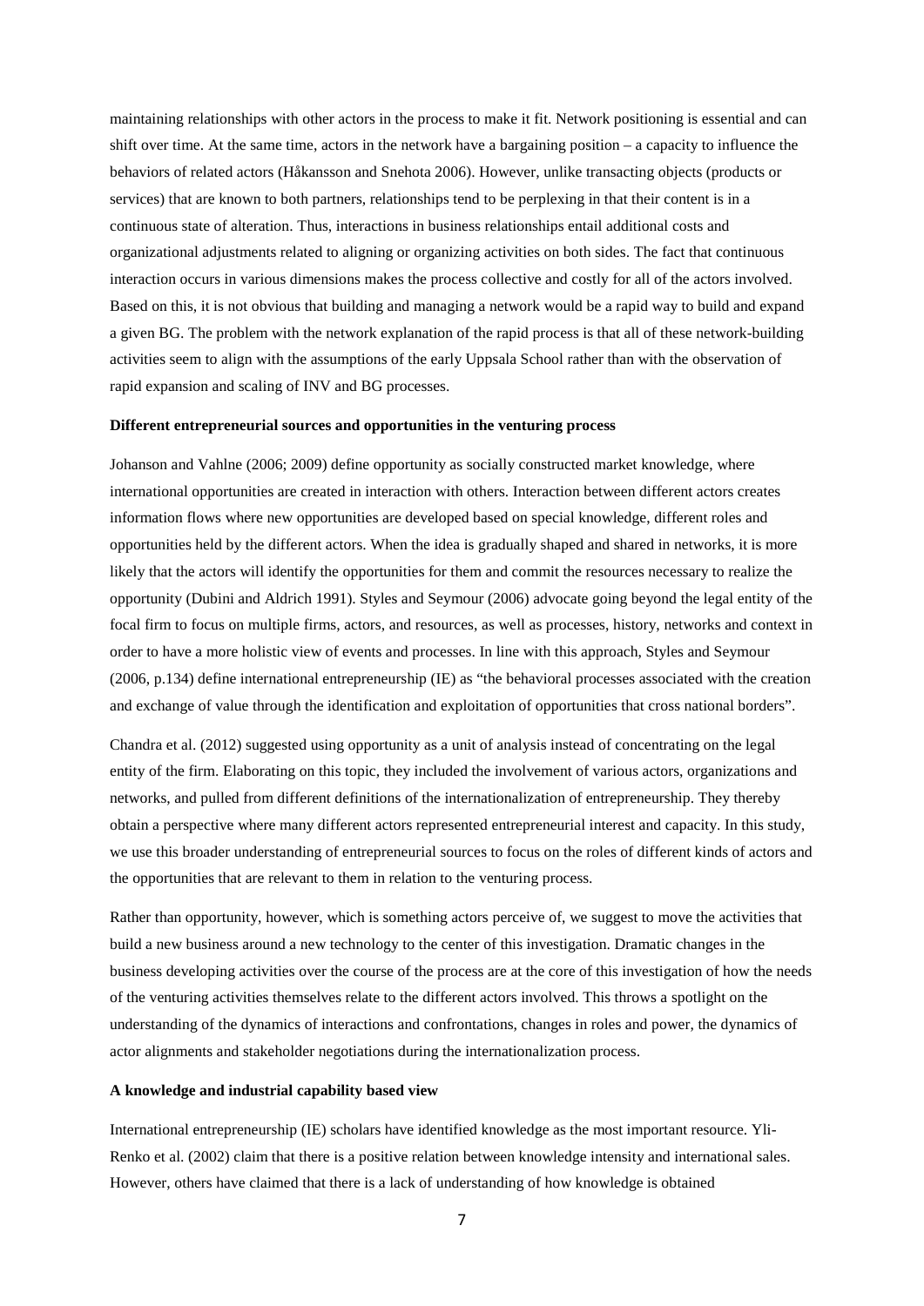maintaining relationships with other actors in the process to make it fit. Network positioning is essential and can shift over time. At the same time, actors in the network have a bargaining position – a capacity to influence the behaviors of related actors (Håkansson and Snehota 2006). However, unlike transacting objects (products or services) that are known to both partners, relationships tend to be perplexing in that their content is in a continuous state of alteration. Thus, interactions in business relationships entail additional costs and organizational adjustments related to aligning or organizing activities on both sides. The fact that continuous interaction occurs in various dimensions makes the process collective and costly for all of the actors involved. Based on this, it is not obvious that building and managing a network would be a rapid way to build and expand a given BG. The problem with the network explanation of the rapid process is that all of these network-building activities seem to align with the assumptions of the early Uppsala School rather than with the observation of rapid expansion and scaling of INV and BG processes.

**Different entrepreneurial sources and opportunities in the venturing process**

Johanson and Vahlne (2006; 2009) define opportunity as socially constructed market knowledge, where international opportunities are created in interaction with others. Interaction between different actors creates information flows where new opportunities are developed based on special knowledge, different roles and opportunities held by the different actors. When the idea is gradually shaped and shared in networks, it is more likely that the actors will identify the opportunities for them and commit the resources necessary to realize the opportunity (Dubini and Aldrich 1991). Styles and Seymour (2006) advocate going beyond the legal entity of the focal firm to focus on multiple firms, actors, and resources, as well as processes, history, networks and context in order to have a more holistic view of events and processes. In line with this approach, Styles and Seymour (2006, p.134) define international entrepreneurship (IE) as "the behavioral processes associated with the creation and exchange of value through the identification and exploitation of opportunities that cross national borders".

Chandra et al. (2012) suggested using opportunity as a unit of analysis instead of concentrating on the legal entity of the firm. Elaborating on this topic, they included the involvement of various actors, organizations and networks, and pulled from different definitions of the internationalization of entrepreneurship. They thereby obtain a perspective where many different actors represented entrepreneurial interest and capacity. In this study, we use this broader understanding of entrepreneurial sources to focus on the roles of different kinds of actors and the opportunities that are relevant to them in relation to the venturing process.

Rather than opportunity, however, which is something actors perceive of, we suggest to move the activities that build a new business around a new technology to the center of this investigation. Dramatic changes in the business developing activities over the course of the process are at the core of this investigation of how the needs of the venturing activities themselves relate to the different actors involved. This throws a spotlight on the understanding of the dynamics of interactions and confrontations, changes in roles and power, the dynamics of actor alignments and stakeholder negotiations during the internationalization process.

**A knowledge and industrial capability based view**

International entrepreneurship (IE) scholars have identified knowledge as the most important resource. Yli-Renko et al. (2002) claim that there is a positive relation between knowledge intensity and international sales. However, others have claimed that there is a lack of understanding of how knowledge is obtained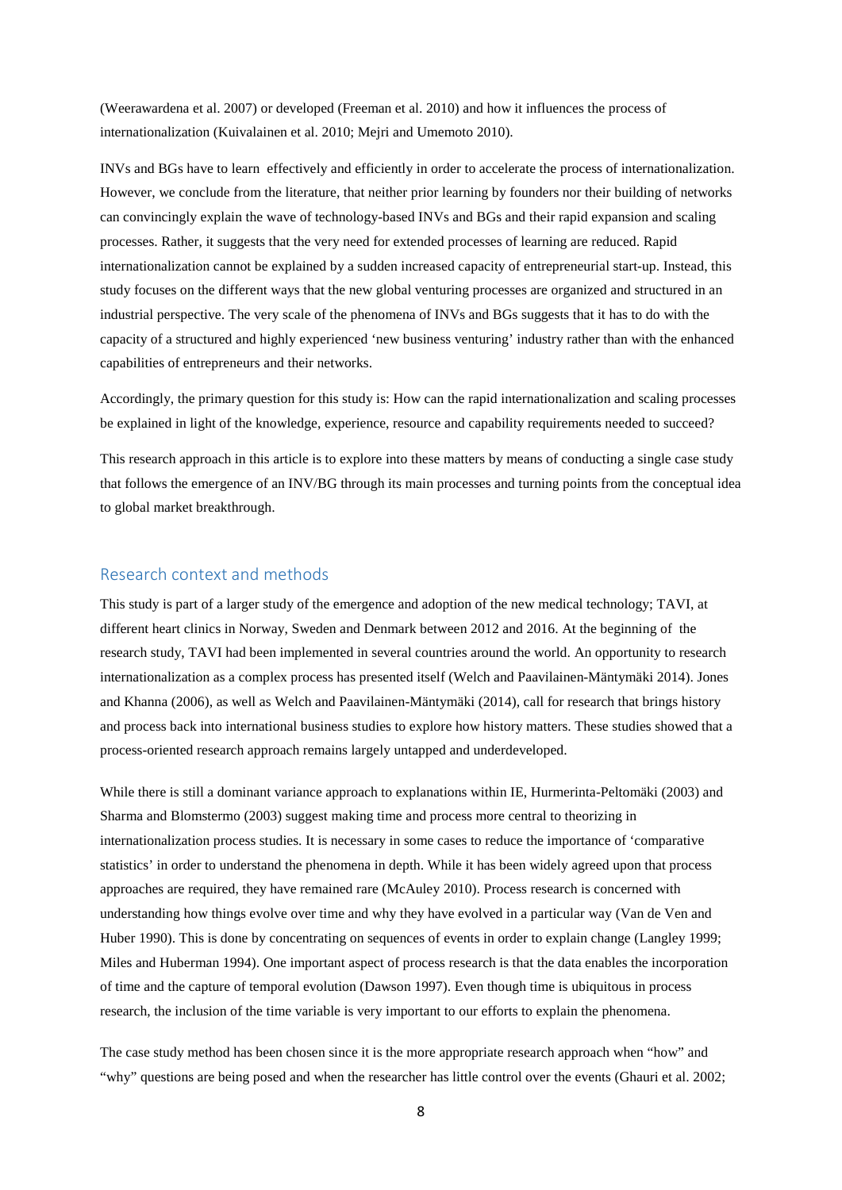(Weerawardena et al. 2007) or developed (Freeman et al. 2010) and how it influences the process of internationalization (Kuivalainen et al. 2010; Mejri and Umemoto 2010).

INVs and BGs have to learn effectively and efficiently in order to accelerate the process of internationalization. However, we conclude from the literature, that neither prior learning by founders nor their building of networks can convincingly explain the wave of technology-based INVs and BGs and their rapid expansion and scaling processes. Rather, it suggests that the very need for extended processes of learning are reduced. Rapid internationalization cannot be explained by a sudden increased capacity of entrepreneurial start-up. Instead, this study focuses on the different ways that the new global venturing processes are organized and structured in an industrial perspective. The very scale of the phenomena of INVs and BGs suggests that it has to do with the capacity of a structured and highly experienced 'new business venturing' industry rather than with the enhanced capabilities of entrepreneurs and their networks.

Accordingly, the primary question for this study is: How can the rapid internationalization and scaling processes be explained in light of the knowledge, experience, resource and capability requirements needed to succeed?

This research approach in this article is to explore into these matters by means of conducting a single case study that follows the emergence of an INV/BG through its main processes and turning points from the conceptual idea to global market breakthrough.

## Research context and methods

This study is part of a larger study of the emergence and adoption of the new medical technology; TAVI, at different heart clinics in Norway, Sweden and Denmark between 2012 and 2016. At the beginning of the research study, TAVI had been implemented in several countries around the world. An opportunity to research internationalization as a complex process has presented itself (Welch and Paavilainen-Mäntymäki 2014). Jones and Khanna (2006), as well as Welch and Paavilainen-Mäntymäki (2014), call for research that brings history and process back into international business studies to explore how history matters. These studies showed that a process-oriented research approach remains largely untapped and underdeveloped.

While there is still a dominant variance approach to explanations within IE, Hurmerinta-Peltomäki (2003) and Sharma and Blomstermo (2003) suggest making time and process more central to theorizing in internationalization process studies. It is necessary in some cases to reduce the importance of 'comparative statistics' in order to understand the phenomena in depth. While it has been widely agreed upon that process approaches are required, they have remained rare (McAuley 2010). Process research is concerned with understanding how things evolve over time and why they have evolved in a particular way (Van de Ven and Huber 1990). This is done by concentrating on sequences of events in order to explain change (Langley 1999; Miles and Huberman 1994). One important aspect of process research is that the data enables the incorporation of time and the capture of temporal evolution (Dawson 1997). Even though time is ubiquitous in process research, the inclusion of the time variable is very important to our efforts to explain the phenomena.

The case study method has been chosen since it is the more appropriate research approach when "how" and "why" questions are being posed and when the researcher has little control over the events (Ghauri et al. 2002;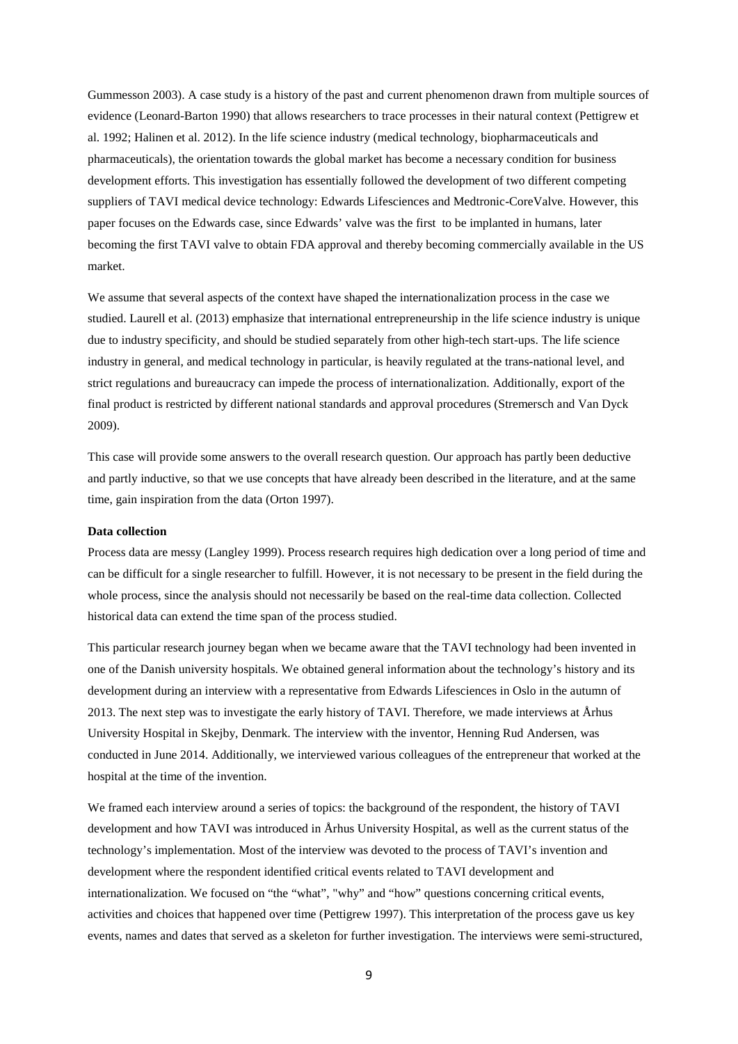Gummesson 2003). A case study is a history of the past and current phenomenon drawn from multiple sources of evidence (Leonard-Barton 1990) that allows researchers to trace processes in their natural context (Pettigrew et al. 1992; Halinen et al. 2012). In the life science industry (medical technology, biopharmaceuticals and pharmaceuticals), the orientation towards the global market has become a necessary condition for business development efforts. This investigation has essentially followed the development of two different competing suppliers of TAVI medical device technology: Edwards Lifesciences and Medtronic-CoreValve. However, this paper focuses on the Edwards case, since Edwards' valve was the first to be implanted in humans, later becoming the first TAVI valve to obtain FDA approval and thereby becoming commercially available in the US market.

We assume that several aspects of the context have shaped the internationalization process in the case we studied. Laurell et al. (2013) emphasize that international entrepreneurship in the life science industry is unique due to industry specificity, and should be studied separately from other high-tech start-ups. The life science industry in general, and medical technology in particular, is heavily regulated at the trans-national level, and strict regulations and bureaucracy can impede the process of internationalization. Additionally, export of the final product is restricted by different national standards and approval procedures (Stremersch and Van Dyck 2009).

This case will provide some answers to the overall research question. Our approach has partly been deductive and partly inductive, so that we use concepts that have already been described in the literature, and at the same time, gain inspiration from the data (Orton 1997).

**Data collection**

Process data are messy (Langley 1999). Process research requires high dedication over a long period of time and can be difficult for a single researcher to fulfill. However, it is not necessary to be present in the field during the whole process, since the analysis should not necessarily be based on the real-time data collection. Collected historical data can extend the time span of the process studied.

This particular research journey began when we became aware that the TAVI technology had been invented in one of the Danish university hospitals. We obtained general information about the technology's history and its development during an interview with a representative from Edwards Lifesciences in Oslo in the autumn of 2013. The next step was to investigate the early history of TAVI. Therefore, we made interviews at Århus University Hospital in Skejby, Denmark. The interview with the inventor, Henning Rud Andersen, was conducted in June 2014. Additionally, we interviewed various colleagues of the entrepreneur that worked at the hospital at the time of the invention.

We framed each interview around a series of topics: the background of the respondent, the history of TAVI development and how TAVI was introduced in Århus University Hospital, as well as the current status of the technology's implementation. Most of the interview was devoted to the process of TAVI's invention and development where the respondent identified critical events related to TAVI development and internationalization. We focused on "the "what", "why" and "how" questions concerning critical events, activities and choices that happened over time (Pettigrew 1997). This interpretation of the process gave us key events, names and dates that served as a skeleton for further investigation. The interviews were semi-structured,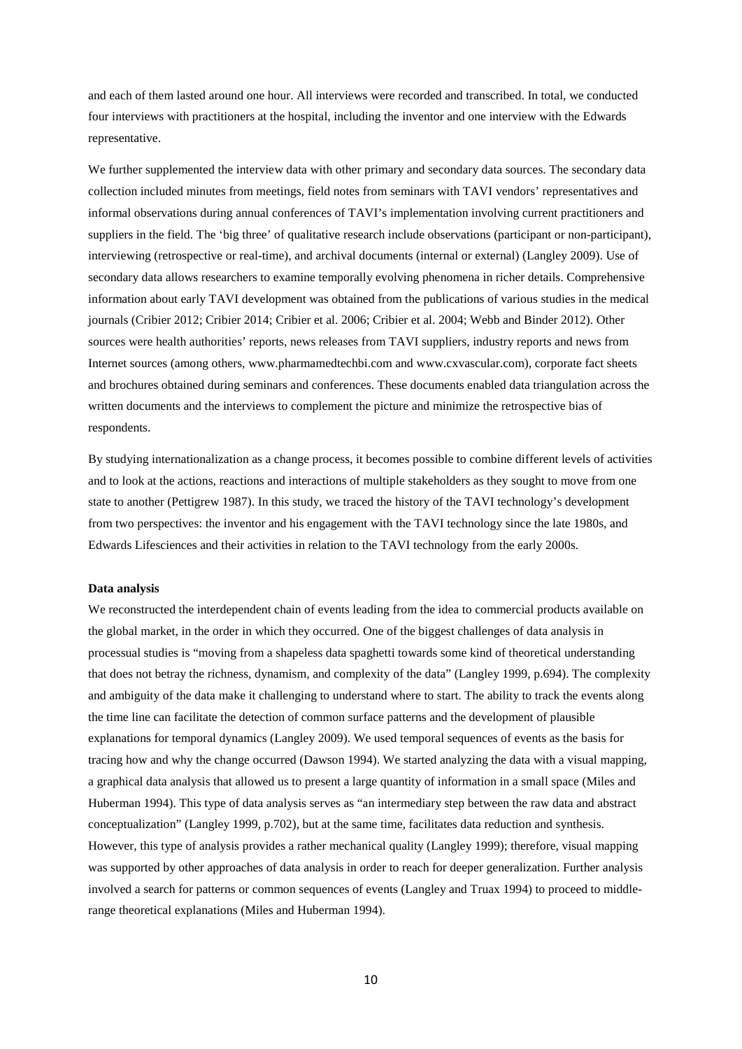and each of them lasted around one hour. All interviews were recorded and transcribed. In total, we conducted four interviews with practitioners at the hospital, including the inventor and one interview with the Edwards representative.

We further supplemented the interview data with other primary and secondary data sources. The secondary data collection included minutes from meetings, field notes from seminars with TAVI vendors' representatives and informal observations during annual conferences of TAVI's implementation involving current practitioners and suppliers in the field. The 'big three' of qualitative research include observations (participant or non-participant), interviewing (retrospective or real-time), and archival documents (internal or external) (Langley 2009). Use of secondary data allows researchers to examine temporally evolving phenomena in richer details. Comprehensive information about early TAVI development was obtained from the publications of various studies in the medical journals (Cribier 2012; Cribier 2014; Cribier et al. 2006; Cribier et al. 2004; Webb and Binder 2012). Other sources were health authorities' reports, news releases from TAVI suppliers, industry reports and news from Internet sources (among others, www.pharmamedtechbi.com and www.cxvascular.com), corporate fact sheets and brochures obtained during seminars and conferences. These documents enabled data triangulation across the written documents and the interviews to complement the picture and minimize the retrospective bias of respondents.

By studying internationalization as a change process, it becomes possible to combine different levels of activities and to look at the actions, reactions and interactions of multiple stakeholders as they sought to move from one state to another (Pettigrew 1987). In this study, we traced the history of the TAVI technology's development from two perspectives: the inventor and his engagement with the TAVI technology since the late 1980s, and Edwards Lifesciences and their activities in relation to the TAVI technology from the early 2000s.

**Data analysis**

We reconstructed the interdependent chain of events leading from the idea to commercial products available on the global market, in the order in which they occurred. One of the biggest challenges of data analysis in processual studies is "moving from a shapeless data spaghetti towards some kind of theoretical understanding that does not betray the richness, dynamism, and complexity of the data" (Langley 1999, p.694). The complexity and ambiguity of the data make it challenging to understand where to start. The ability to track the events along the time line can facilitate the detection of common surface patterns and the development of plausible explanations for temporal dynamics (Langley 2009). We used temporal sequences of events as the basis for tracing how and why the change occurred (Dawson 1994). We started analyzing the data with a visual mapping, a graphical data analysis that allowed us to present a large quantity of information in a small space (Miles and Huberman 1994). This type of data analysis serves as "an intermediary step between the raw data and abstract conceptualization" (Langley 1999, p.702), but at the same time, facilitates data reduction and synthesis. However, this type of analysis provides a rather mechanical quality (Langley 1999); therefore, visual mapping was supported by other approaches of data analysis in order to reach for deeper generalization. Further analysis involved a search for patterns or common sequences of events (Langley and Truax 1994) to proceed to middle-range theoretical explanations (Miles and Huberman 1994).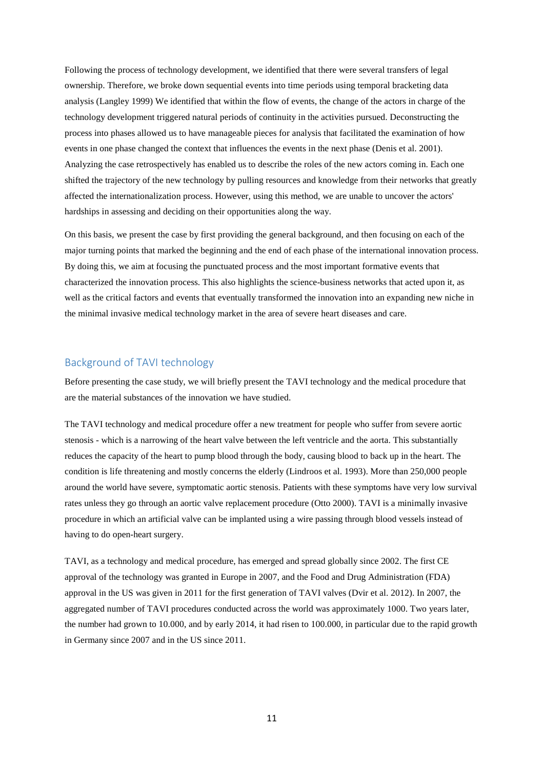Following the process of technology development, we identified that there were several transfers of legal ownership. Therefore, we broke down sequential events into time periods using temporal bracketing data analysis (Langley 1999) We identified that within the flow of events, the change of the actors in charge of the technology development triggered natural periods of continuity in the activities pursued. Deconstructing the process into phases allowed us to have manageable pieces for analysis that facilitated the examination of how events in one phase changed the context that influences the events in the next phase (Denis et al. 2001). Analyzing the case retrospectively has enabled us to describe the roles of the new actors coming in. Each one shifted the trajectory of the new technology by pulling resources and knowledge from their networks that greatly affected the internationalization process. However, using this method, we are unable to uncover the actors' hardships in assessing and deciding on their opportunities along the way.

On this basis, we present the case by first providing the general background, and then focusing on each of the major turning points that marked the beginning and the end of each phase of the international innovation process. By doing this, we aim at focusing the punctuated process and the most important formative events that characterized the innovation process. This also highlights the science-business networks that acted upon it, as well as the critical factors and events that eventually transformed the innovation into an expanding new niche in the minimal invasive medical technology market in the area of severe heart diseases and care.

## Background of TAVI technology

Before presenting the case study, we will briefly present the TAVI technology and the medical procedure that are the material substances of the innovation we have studied.

The TAVI technology and medical procedure offer a new treatment for people who suffer from severe aortic stenosis - which is a narrowing of the heart valve between the left ventricle and the aorta. This substantially reduces the capacity of the heart to pump blood through the body, causing blood to back up in the heart. The condition is life threatening and mostly concerns the elderly (Lindroos et al. 1993). More than 250,000 people around the world have severe, symptomatic aortic stenosis. Patients with these symptoms have very low survival rates unless they go through an aortic valve replacement procedure (Otto 2000). TAVI is a minimally invasive procedure in which an artificial valve can be implanted using a wire passing through blood vessels instead of having to do open-heart surgery.

TAVI, as a technology and medical procedure, has emerged and spread globally since 2002. The first CE approval of the technology was granted in Europe in 2007, and the Food and Drug Administration (FDA) approval in the US was given in 2011 for the first generation of TAVI valves (Dvir et al. 2012). In 2007, the aggregated number of TAVI procedures conducted across the world was approximately 1000. Two years later, the number had grown to 10.000, and by early 2014, it had risen to 100.000, in particular due to the rapid growth in Germany since 2007 and in the US since 2011.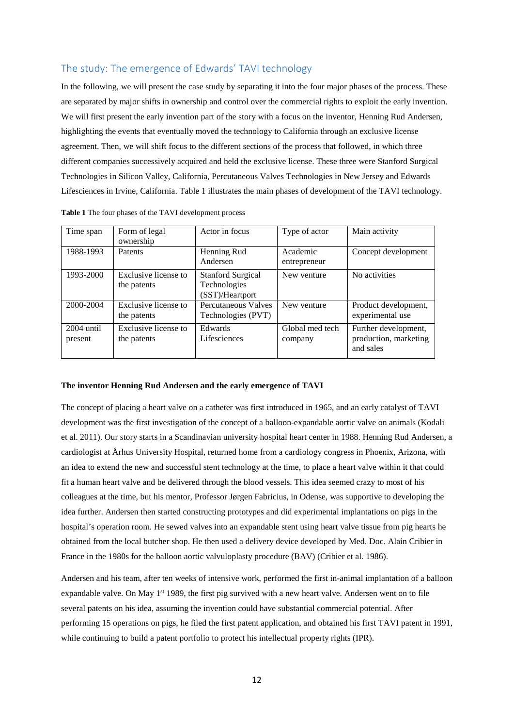## The study: The emergence of Edwards' TAVI technology

In the following, we will present the case study by separating it into the four major phases of the process. These are separated by major shifts in ownership and control over the commercial rights to exploit the early invention. We will first present the early invention part of the story with a focus on the inventor, Henning Rud Andersen, highlighting the events that eventually moved the technology to California through an exclusive license agreement. Then, we will shift focus to the different sections of the process that followed, in which three different companies successively acquired and held the exclusive license. These three were Stanford Surgical Technologies in Silicon Valley, California, Percutaneous Valves Technologies in New Jersey and Edwards Lifesciences in Irvine, California. Table 1 illustrates the main phases of development of the TAVI technology.

**Table 1** The four phases of the TAVI development process

| Time span | Form of legal ownership | Actor in focus | Type of actor | Main activity |
|---|---|---|---|---|
| 1988-1993 | Patents | Henning Rud Andersen | Academic entrepreneur | Concept development |
| 1993-2000 | Exclusive license to the patents | Stanford Surgical Technologies (SST)/Heartport | New venture | No activities |
| 2000-2004 | Exclusive license to the patents | Percutaneous Valves Technologies (PVT) | New venture | Product development, experimental use |
| 2004 until present | Exclusive license to the patents | Edwards Lifesciences | Global med tech company | Further development, production, marketing and sales |

**The inventor Henning Rud Andersen and the early emergence of TAVI**

The concept of placing a heart valve on a catheter was first introduced in 1965, and an early catalyst of TAVI development was the first investigation of the concept of a balloon-expandable aortic valve on animals (Kodali et al. 2011). Our story starts in a Scandinavian university hospital heart center in 1988. Henning Rud Andersen, a cardiologist at Århus University Hospital, returned home from a cardiology congress in Phoenix, Arizona, with an idea to extend the new and successful stent technology at the time, to place a heart valve within it that could fit a human heart valve and be delivered through the blood vessels. This idea seemed crazy to most of his colleagues at the time, but his mentor, Professor Jørgen Fabricius, in Odense, was supportive to developing the idea further. Andersen then started constructing prototypes and did experimental implantations on pigs in the hospital's operation room. He sewed valves into an expandable stent using heart valve tissue from pig hearts he obtained from the local butcher shop. He then used a delivery device developed by Med. Doc. Alain Cribier in France in the 1980s for the balloon aortic valvuloplasty procedure (BAV) (Cribier et al. 1986).

Andersen and his team, after ten weeks of intensive work, performed the first in-animal implantation of a balloon expandable valve. On May 1st 1989, the first pig survived with a new heart valve. Andersen went on to file several patents on his idea, assuming the invention could have substantial commercial potential. After performing 15 operations on pigs, he filed the first patent application, and obtained his first TAVI patent in 1991, while continuing to build a patent portfolio to protect his intellectual property rights (IPR).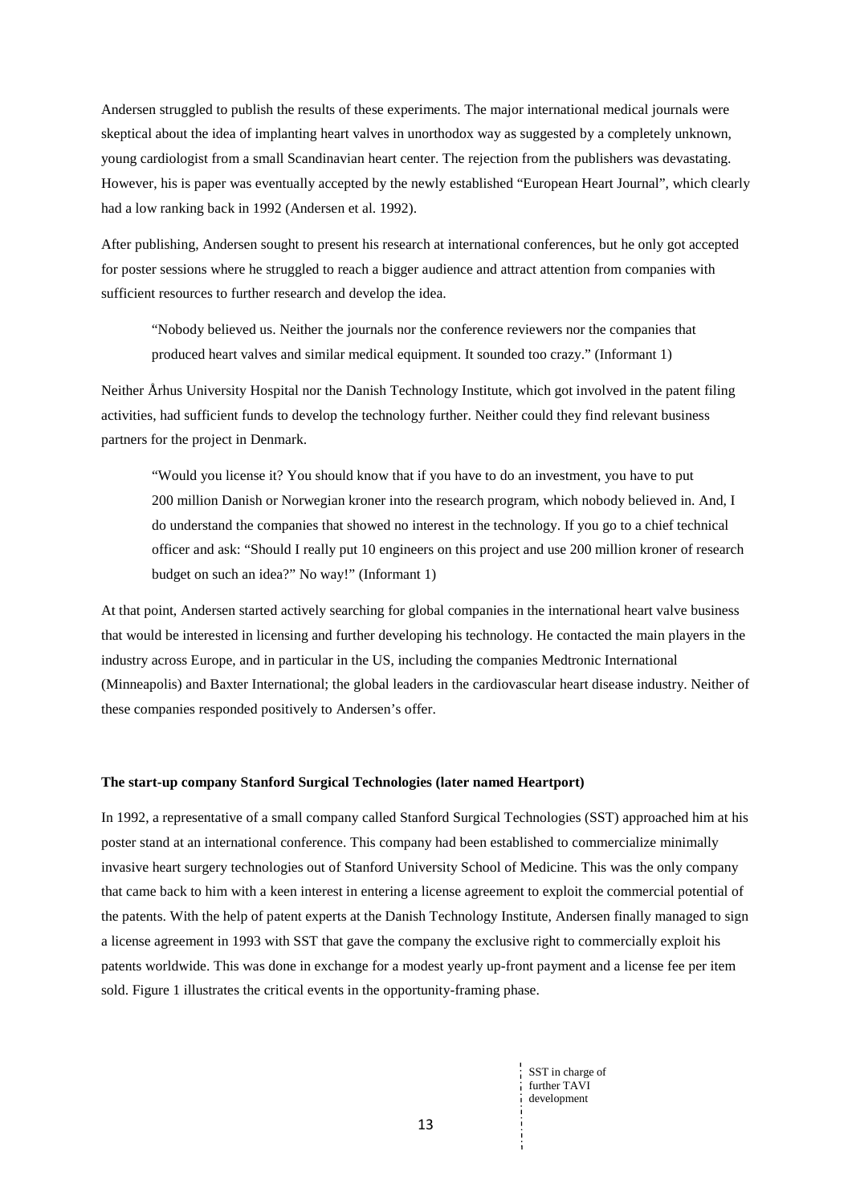Andersen struggled to publish the results of these experiments. The major international medical journals were skeptical about the idea of implanting heart valves in unorthodox way as suggested by a completely unknown, young cardiologist from a small Scandinavian heart center. The rejection from the publishers was devastating. However, his is paper was eventually accepted by the newly established "European Heart Journal", which clearly had a low ranking back in 1992 (Andersen et al. 1992).

After publishing, Andersen sought to present his research at international conferences, but he only got accepted for poster sessions where he struggled to reach a bigger audience and attract attention from companies with sufficient resources to further research and develop the idea.

> "Nobody believed us. Neither the journals nor the conference reviewers nor the companies that produced heart valves and similar medical equipment. It sounded too crazy." (Informant 1)

Neither Århus University Hospital nor the Danish Technology Institute, which got involved in the patent filing activities, had sufficient funds to develop the technology further. Neither could they find relevant business partners for the project in Denmark.

> "Would you license it? You should know that if you have to do an investment, you have to put 200 million Danish or Norwegian kroner into the research program, which nobody believed in. And, I do understand the companies that showed no interest in the technology. If you go to a chief technical officer and ask: "Should I really put 10 engineers on this project and use 200 million kroner of research budget on such an idea?" No way!" (Informant 1)

At that point, Andersen started actively searching for global companies in the international heart valve business that would be interested in licensing and further developing his technology. He contacted the main players in the industry across Europe, and in particular in the US, including the companies Medtronic International (Minneapolis) and Baxter International; the global leaders in the cardiovascular heart disease industry. Neither of these companies responded positively to Andersen's offer.

**The start-up company Stanford Surgical Technologies (later named Heartport)**

In 1992, a representative of a small company called Stanford Surgical Technologies (SST) approached him at his poster stand at an international conference. This company had been established to commercialize minimally invasive heart surgery technologies out of Stanford University School of Medicine. This was the only company that came back to him with a keen interest in entering a license agreement to exploit the commercial potential of the patents. With the help of patent experts at the Danish Technology Institute, Andersen finally managed to sign a license agreement in 1993 with SST that gave the company the exclusive right to commercially exploit his patents worldwide. This was done in exchange for a modest yearly up-front payment and a license fee per item sold. Figure 1 illustrates the critical events in the opportunity-framing phase.

SST in charge of further TAVI development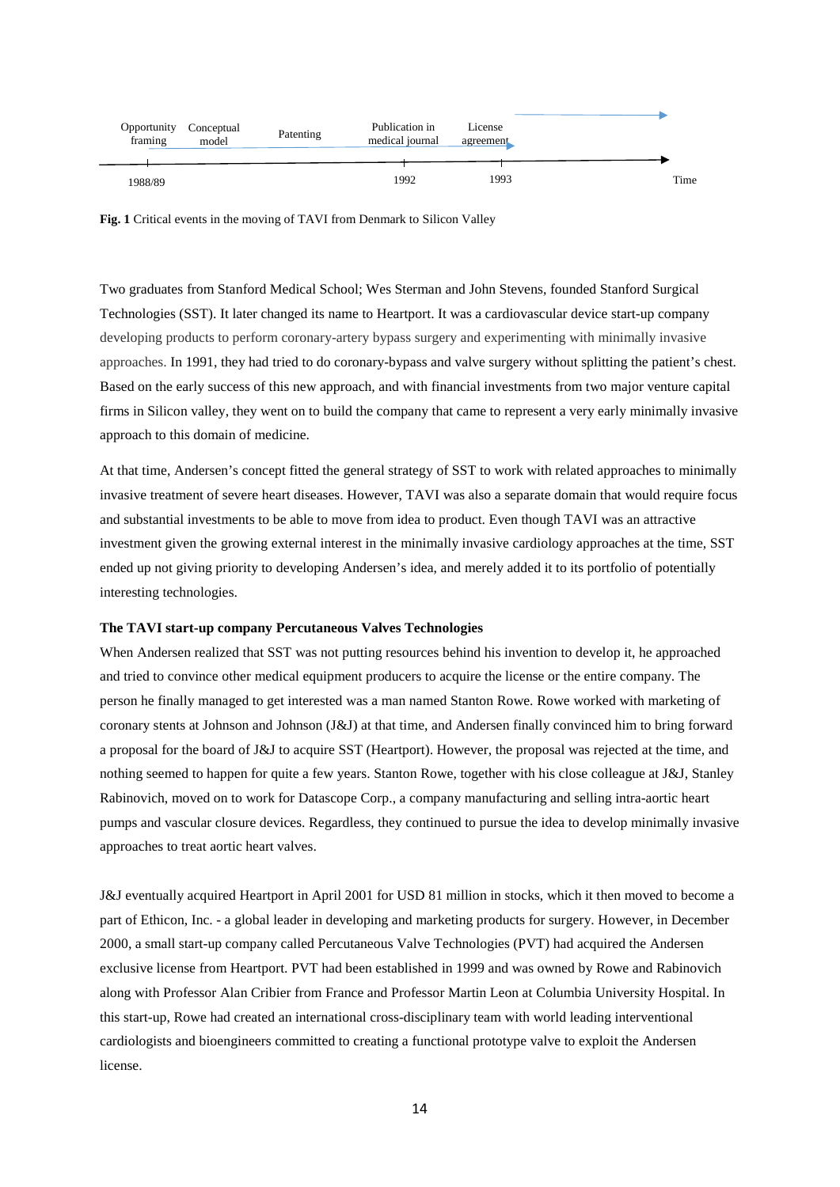Opportunity framing
Conceptual model
Patenting
Publication in medical journal
License agreement
1988/89
1992
1993
Time

**Fig. 1** Critical events in the moving of TAVI from Denmark to Silicon Valley

Two graduates from Stanford Medical School; Wes Sterman and John Stevens, founded Stanford Surgical Technologies (SST). It later changed its name to Heartport. It was a cardiovascular device start-up company developing products to perform coronary-artery bypass surgery and experimenting with minimally invasive approaches. In 1991, they had tried to do coronary-bypass and valve surgery without splitting the patient's chest. Based on the early success of this new approach, and with financial investments from two major venture capital firms in Silicon valley, they went on to build the company that came to represent a very early minimally invasive approach to this domain of medicine.

At that time, Andersen's concept fitted the general strategy of SST to work with related approaches to minimally invasive treatment of severe heart diseases. However, TAVI was also a separate domain that would require focus and substantial investments to be able to move from idea to product. Even though TAVI was an attractive investment given the growing external interest in the minimally invasive cardiology approaches at the time, SST ended up not giving priority to developing Andersen's idea, and merely added it to its portfolio of potentially interesting technologies.

**The TAVI start-up company Percutaneous Valves Technologies**

When Andersen realized that SST was not putting resources behind his invention to develop it, he approached and tried to convince other medical equipment producers to acquire the license or the entire company. The person he finally managed to get interested was a man named Stanton Rowe. Rowe worked with marketing of coronary stents at Johnson and Johnson (J&J) at that time, and Andersen finally convinced him to bring forward a proposal for the board of J&J to acquire SST (Heartport). However, the proposal was rejected at the time, and nothing seemed to happen for quite a few years. Stanton Rowe, together with his close colleague at J&J, Stanley Rabinovich, moved on to work for Datascope Corp., a company manufacturing and selling intra-aortic heart pumps and vascular closure devices. Regardless, they continued to pursue the idea to develop minimally invasive approaches to treat aortic heart valves.

J&J eventually acquired Heartport in April 2001 for USD 81 million in stocks, which it then moved to become a part of Ethicon, Inc. - a global leader in developing and marketing products for surgery. However, in December 2000, a small start-up company called Percutaneous Valve Technologies (PVT) had acquired the Andersen exclusive license from Heartport. PVT had been established in 1999 and was owned by Rowe and Rabinovich along with Professor Alan Cribier from France and Professor Martin Leon at Columbia University Hospital. In this start-up, Rowe had created an international cross-disciplinary team with world leading interventional cardiologists and bioengineers committed to creating a functional prototype valve to exploit the Andersen license.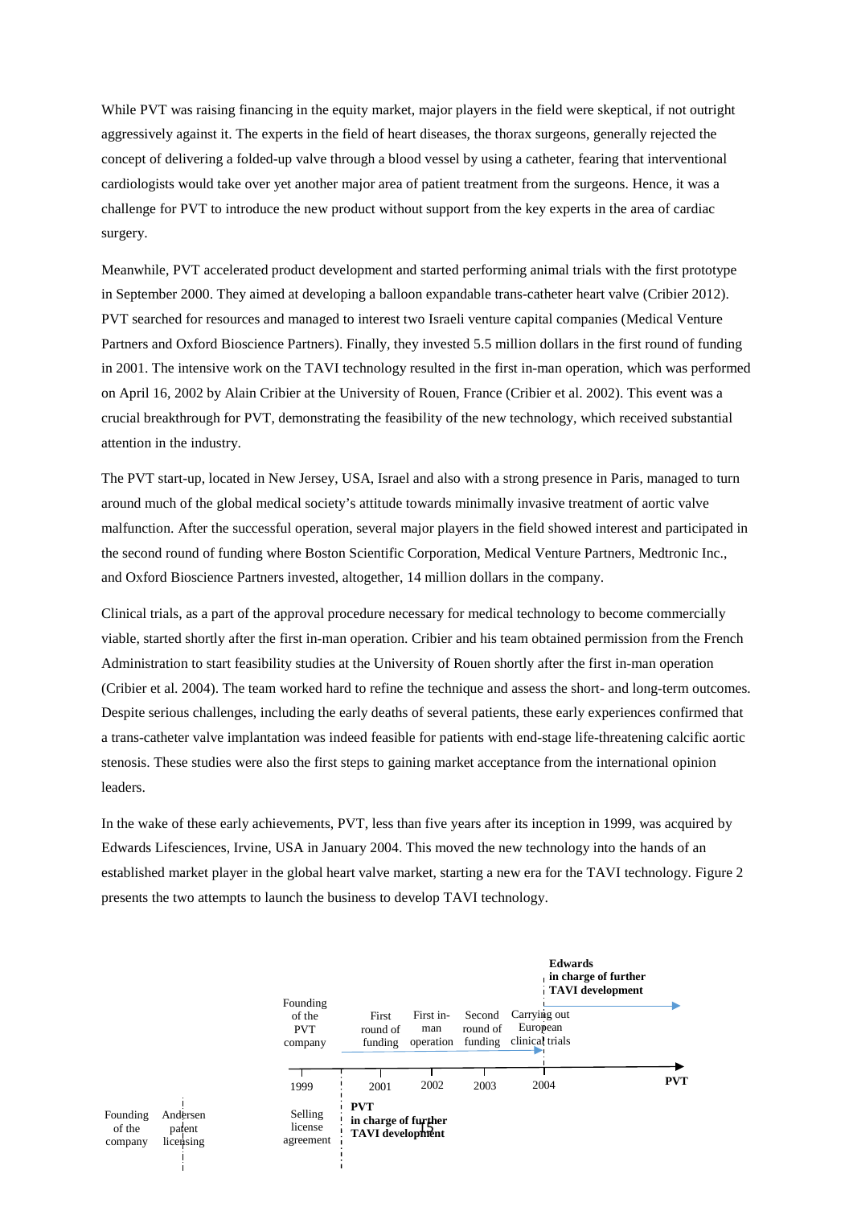While PVT was raising financing in the equity market, major players in the field were skeptical, if not outright aggressively against it. The experts in the field of heart diseases, the thorax surgeons, generally rejected the concept of delivering a folded-up valve through a blood vessel by using a catheter, fearing that interventional cardiologists would take over yet another major area of patient treatment from the surgeons. Hence, it was a challenge for PVT to introduce the new product without support from the key experts in the area of cardiac surgery.

Meanwhile, PVT accelerated product development and started performing animal trials with the first prototype in September 2000. They aimed at developing a balloon expandable trans-catheter heart valve (Cribier 2012). PVT searched for resources and managed to interest two Israeli venture capital companies (Medical Venture Partners and Oxford Bioscience Partners). Finally, they invested 5.5 million dollars in the first round of funding in 2001. The intensive work on the TAVI technology resulted in the first in-man operation, which was performed on April 16, 2002 by Alain Cribier at the University of Rouen, France (Cribier et al. 2002). This event was a crucial breakthrough for PVT, demonstrating the feasibility of the new technology, which received substantial attention in the industry.

The PVT start-up, located in New Jersey, USA, Israel and also with a strong presence in Paris, managed to turn around much of the global medical society's attitude towards minimally invasive treatment of aortic valve malfunction. After the successful operation, several major players in the field showed interest and participated in the second round of funding where Boston Scientific Corporation, Medical Venture Partners, Medtronic Inc., and Oxford Bioscience Partners invested, altogether, 14 million dollars in the company.

Clinical trials, as a part of the approval procedure necessary for medical technology to become commercially viable, started shortly after the first in-man operation. Cribier and his team obtained permission from the French Administration to start feasibility studies at the University of Rouen shortly after the first in-man operation (Cribier et al. 2004). The team worked hard to refine the technique and assess the short- and long-term outcomes. Despite serious challenges, including the early deaths of several patients, these early experiences confirmed that a trans-catheter valve implantation was indeed feasible for patients with end-stage life-threatening calcific aortic stenosis. These studies were also the first steps to gaining market acceptance from the international opinion leaders.

In the wake of these early achievements, PVT, less than five years after its inception in 1999, was acquired by Edwards Lifesciences, Irvine, USA in January 2004. This moved the new technology into the hands of an established market player in the global heart valve market, starting a new era for the TAVI technology. Figure 2 presents the two attempts to launch the business to develop TAVI technology.

Founding of the company | Andersen patent licensing | Selling license agreement | **PVT in charge of further TAVI development**

PVT: Founding of the PVT company (1999) | First round of funding (2001) | First in-man operation (2002) | Second round of funding (2003) | Carrying out European clinical trials (2004) | **Edwards in charge of further TAVI development**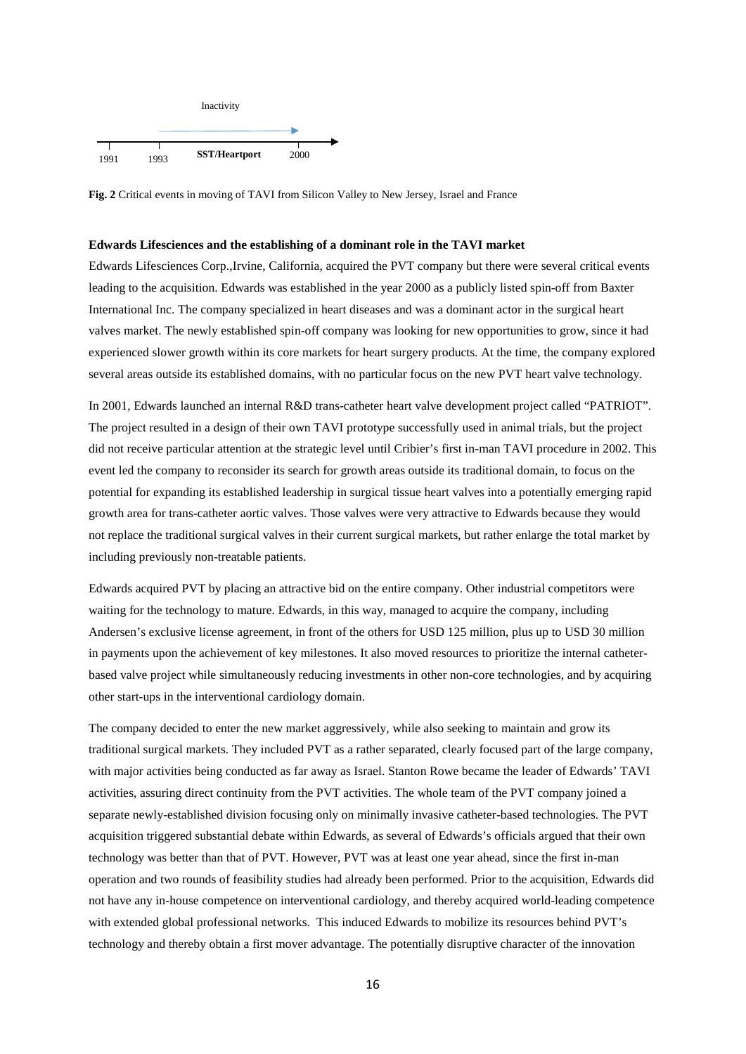Inactivity

1991 1993 **SST/Heartport** 2000

**Fig. 2** Critical events in moving of TAVI from Silicon Valley to New Jersey, Israel and France

**Edwards Lifesciences and the establishing of a dominant role in the TAVI market**

Edwards Lifesciences Corp.,Irvine, California, acquired the PVT company but there were several critical events leading to the acquisition. Edwards was established in the year 2000 as a publicly listed spin-off from Baxter International Inc. The company specialized in heart diseases and was a dominant actor in the surgical heart valves market. The newly established spin-off company was looking for new opportunities to grow, since it had experienced slower growth within its core markets for heart surgery products. At the time, the company explored several areas outside its established domains, with no particular focus on the new PVT heart valve technology.

In 2001, Edwards launched an internal R&D trans-catheter heart valve development project called "PATRIOT". The project resulted in a design of their own TAVI prototype successfully used in animal trials, but the project did not receive particular attention at the strategic level until Cribier's first in-man TAVI procedure in 2002. This event led the company to reconsider its search for growth areas outside its traditional domain, to focus on the potential for expanding its established leadership in surgical tissue heart valves into a potentially emerging rapid growth area for trans-catheter aortic valves. Those valves were very attractive to Edwards because they would not replace the traditional surgical valves in their current surgical markets, but rather enlarge the total market by including previously non-treatable patients.

Edwards acquired PVT by placing an attractive bid on the entire company. Other industrial competitors were waiting for the technology to mature. Edwards, in this way, managed to acquire the company, including Andersen's exclusive license agreement, in front of the others for USD 125 million, plus up to USD 30 million in payments upon the achievement of key milestones. It also moved resources to prioritize the internal catheter-based valve project while simultaneously reducing investments in other non-core technologies, and by acquiring other start-ups in the interventional cardiology domain.

The company decided to enter the new market aggressively, while also seeking to maintain and grow its traditional surgical markets. They included PVT as a rather separated, clearly focused part of the large company, with major activities being conducted as far away as Israel. Stanton Rowe became the leader of Edwards' TAVI activities, assuring direct continuity from the PVT activities. The whole team of the PVT company joined a separate newly-established division focusing only on minimally invasive catheter-based technologies. The PVT acquisition triggered substantial debate within Edwards, as several of Edwards's officials argued that their own technology was better than that of PVT. However, PVT was at least one year ahead, since the first in-man operation and two rounds of feasibility studies had already been performed. Prior to the acquisition, Edwards did not have any in-house competence on interventional cardiology, and thereby acquired world-leading competence with extended global professional networks. This induced Edwards to mobilize its resources behind PVT's technology and thereby obtain a first mover advantage. The potentially disruptive character of the innovation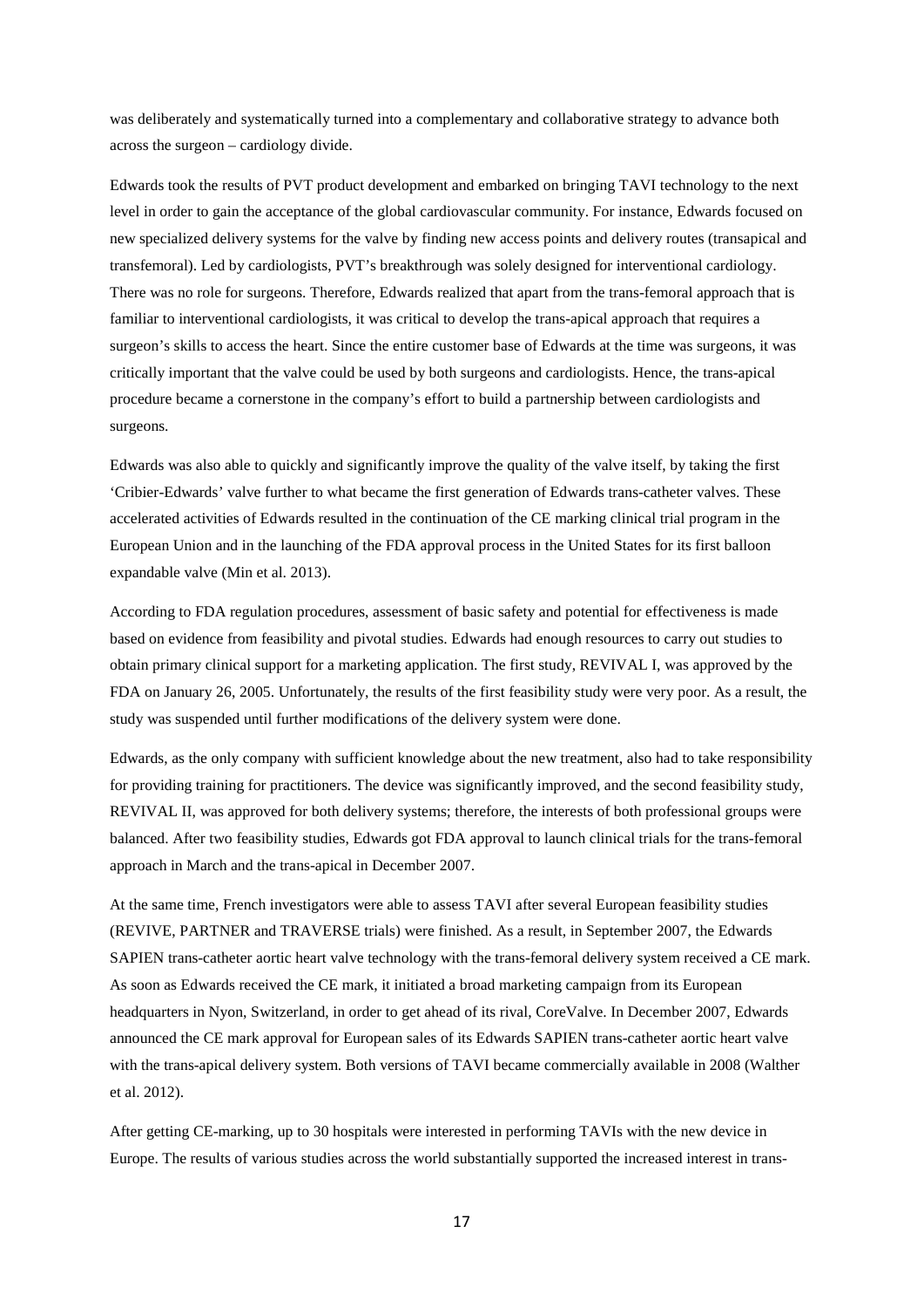was deliberately and systematically turned into a complementary and collaborative strategy to advance both across the surgeon – cardiology divide.

Edwards took the results of PVT product development and embarked on bringing TAVI technology to the next level in order to gain the acceptance of the global cardiovascular community. For instance, Edwards focused on new specialized delivery systems for the valve by finding new access points and delivery routes (transapical and transfemoral). Led by cardiologists, PVT's breakthrough was solely designed for interventional cardiology. There was no role for surgeons. Therefore, Edwards realized that apart from the trans-femoral approach that is familiar to interventional cardiologists, it was critical to develop the trans-apical approach that requires a surgeon's skills to access the heart. Since the entire customer base of Edwards at the time was surgeons, it was critically important that the valve could be used by both surgeons and cardiologists. Hence, the trans-apical procedure became a cornerstone in the company's effort to build a partnership between cardiologists and surgeons.

Edwards was also able to quickly and significantly improve the quality of the valve itself, by taking the first 'Cribier-Edwards' valve further to what became the first generation of Edwards trans-catheter valves. These accelerated activities of Edwards resulted in the continuation of the CE marking clinical trial program in the European Union and in the launching of the FDA approval process in the United States for its first balloon expandable valve (Min et al. 2013).

According to FDA regulation procedures, assessment of basic safety and potential for effectiveness is made based on evidence from feasibility and pivotal studies. Edwards had enough resources to carry out studies to obtain primary clinical support for a marketing application. The first study, REVIVAL I, was approved by the FDA on January 26, 2005. Unfortunately, the results of the first feasibility study were very poor. As a result, the study was suspended until further modifications of the delivery system were done.

Edwards, as the only company with sufficient knowledge about the new treatment, also had to take responsibility for providing training for practitioners. The device was significantly improved, and the second feasibility study, REVIVAL II, was approved for both delivery systems; therefore, the interests of both professional groups were balanced. After two feasibility studies, Edwards got FDA approval to launch clinical trials for the trans-femoral approach in March and the trans-apical in December 2007.

At the same time, French investigators were able to assess TAVI after several European feasibility studies (REVIVE, PARTNER and TRAVERSE trials) were finished. As a result, in September 2007, the Edwards SAPIEN trans-catheter aortic heart valve technology with the trans-femoral delivery system received a CE mark. As soon as Edwards received the CE mark, it initiated a broad marketing campaign from its European headquarters in Nyon, Switzerland, in order to get ahead of its rival, CoreValve. In December 2007, Edwards announced the CE mark approval for European sales of its Edwards SAPIEN trans-catheter aortic heart valve with the trans-apical delivery system. Both versions of TAVI became commercially available in 2008 (Walther et al. 2012).

After getting CE-marking, up to 30 hospitals were interested in performing TAVIs with the new device in Europe. The results of various studies across the world substantially supported the increased interest in trans-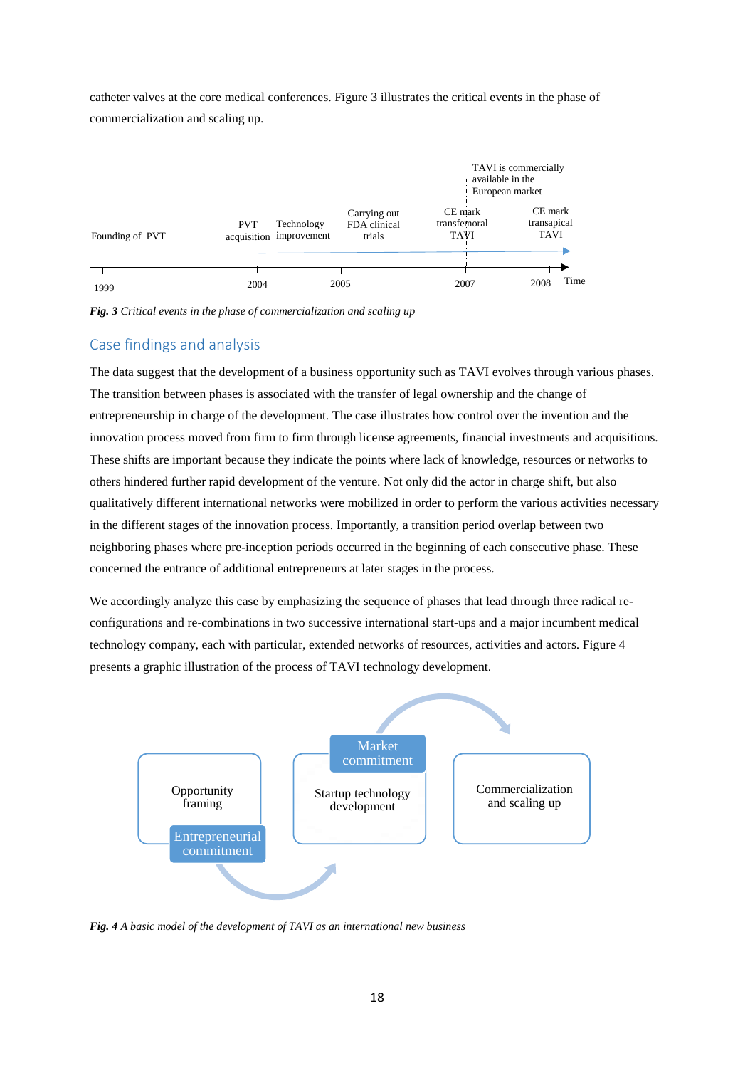catheter valves at the core medical conferences. Figure 3 illustrates the critical events in the phase of commercialization and scaling up.

***Fig. 3*** *Critical events in the phase of commercialization and scaling up*

## Case findings and analysis

The data suggest that the development of a business opportunity such as TAVI evolves through various phases. The transition between phases is associated with the transfer of legal ownership and the change of entrepreneurship in charge of the development. The case illustrates how control over the invention and the innovation process moved from firm to firm through license agreements, financial investments and acquisitions. These shifts are important because they indicate the points where lack of knowledge, resources or networks to others hindered further rapid development of the venture. Not only did the actor in charge shift, but also qualitatively different international networks were mobilized in order to perform the various activities necessary in the different stages of the innovation process. Importantly, a transition period overlap between two neighboring phases where pre-inception periods occurred in the beginning of each consecutive phase. These concerned the entrance of additional entrepreneurs at later stages in the process.

We accordingly analyze this case by emphasizing the sequence of phases that lead through three radical re-configurations and re-combinations in two successive international start-ups and a major incumbent medical technology company, each with particular, extended networks of resources, activities and actors. Figure 4 presents a graphic illustration of the process of TAVI technology development.

***Fig. 4*** *A basic model of the development of TAVI as an international new business*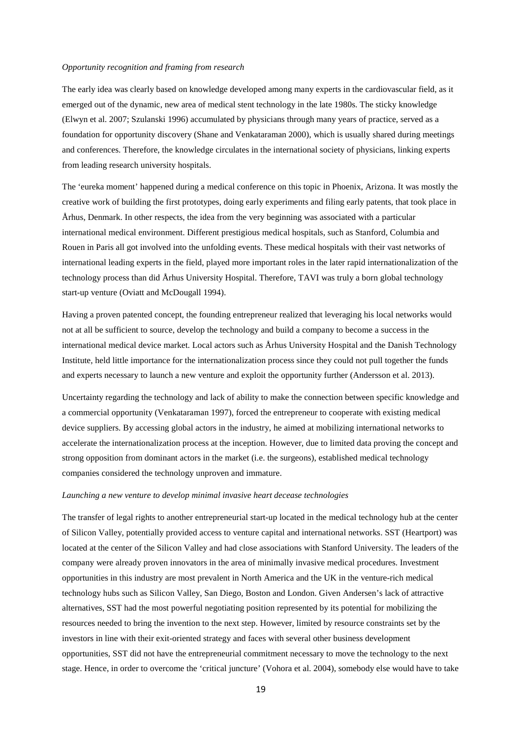*Opportunity recognition and framing from research*

The early idea was clearly based on knowledge developed among many experts in the cardiovascular field, as it emerged out of the dynamic, new area of medical stent technology in the late 1980s. The sticky knowledge (Elwyn et al. 2007; Szulanski 1996) accumulated by physicians through many years of practice, served as a foundation for opportunity discovery (Shane and Venkataraman 2000), which is usually shared during meetings and conferences. Therefore, the knowledge circulates in the international society of physicians, linking experts from leading research university hospitals.

The 'eureka moment' happened during a medical conference on this topic in Phoenix, Arizona. It was mostly the creative work of building the first prototypes, doing early experiments and filing early patents, that took place in Århus, Denmark. In other respects, the idea from the very beginning was associated with a particular international medical environment. Different prestigious medical hospitals, such as Stanford, Columbia and Rouen in Paris all got involved into the unfolding events. These medical hospitals with their vast networks of international leading experts in the field, played more important roles in the later rapid internationalization of the technology process than did Århus University Hospital. Therefore, TAVI was truly a born global technology start-up venture (Oviatt and McDougall 1994).

Having a proven patented concept, the founding entrepreneur realized that leveraging his local networks would not at all be sufficient to source, develop the technology and build a company to become a success in the international medical device market. Local actors such as Århus University Hospital and the Danish Technology Institute, held little importance for the internationalization process since they could not pull together the funds and experts necessary to launch a new venture and exploit the opportunity further (Andersson et al. 2013).

Uncertainty regarding the technology and lack of ability to make the connection between specific knowledge and a commercial opportunity (Venkataraman 1997), forced the entrepreneur to cooperate with existing medical device suppliers. By accessing global actors in the industry, he aimed at mobilizing international networks to accelerate the internationalization process at the inception. However, due to limited data proving the concept and strong opposition from dominant actors in the market (i.e. the surgeons), established medical technology companies considered the technology unproven and immature.

*Launching a new venture to develop minimal invasive heart decease technologies*

The transfer of legal rights to another entrepreneurial start-up located in the medical technology hub at the center of Silicon Valley, potentially provided access to venture capital and international networks. SST (Heartport) was located at the center of the Silicon Valley and had close associations with Stanford University. The leaders of the company were already proven innovators in the area of minimally invasive medical procedures. Investment opportunities in this industry are most prevalent in North America and the UK in the venture-rich medical technology hubs such as Silicon Valley, San Diego, Boston and London. Given Andersen's lack of attractive alternatives, SST had the most powerful negotiating position represented by its potential for mobilizing the resources needed to bring the invention to the next step. However, limited by resource constraints set by the investors in line with their exit-oriented strategy and faces with several other business development opportunities, SST did not have the entrepreneurial commitment necessary to move the technology to the next stage. Hence, in order to overcome the 'critical juncture' (Vohora et al. 2004), somebody else would have to take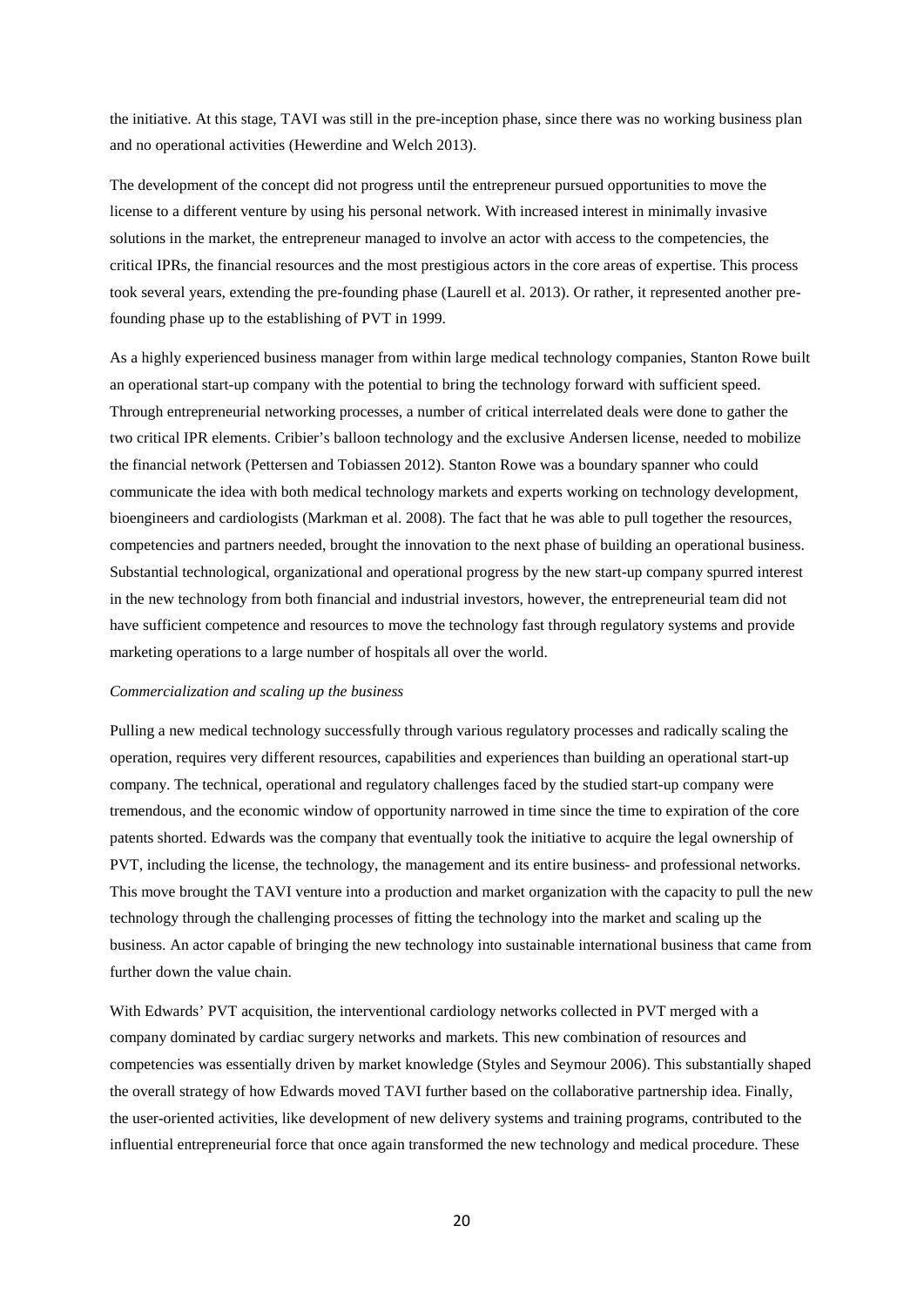the initiative. At this stage, TAVI was still in the pre-inception phase, since there was no working business plan and no operational activities (Hewerdine and Welch 2013).

The development of the concept did not progress until the entrepreneur pursued opportunities to move the license to a different venture by using his personal network. With increased interest in minimally invasive solutions in the market, the entrepreneur managed to involve an actor with access to the competencies, the critical IPRs, the financial resources and the most prestigious actors in the core areas of expertise. This process took several years, extending the pre-founding phase (Laurell et al. 2013). Or rather, it represented another pre-founding phase up to the establishing of PVT in 1999.

As a highly experienced business manager from within large medical technology companies, Stanton Rowe built an operational start-up company with the potential to bring the technology forward with sufficient speed. Through entrepreneurial networking processes, a number of critical interrelated deals were done to gather the two critical IPR elements. Cribier's balloon technology and the exclusive Andersen license, needed to mobilize the financial network (Pettersen and Tobiassen 2012). Stanton Rowe was a boundary spanner who could communicate the idea with both medical technology markets and experts working on technology development, bioengineers and cardiologists (Markman et al. 2008). The fact that he was able to pull together the resources, competencies and partners needed, brought the innovation to the next phase of building an operational business. Substantial technological, organizational and operational progress by the new start-up company spurred interest in the new technology from both financial and industrial investors, however, the entrepreneurial team did not have sufficient competence and resources to move the technology fast through regulatory systems and provide marketing operations to a large number of hospitals all over the world.

*Commercialization and scaling up the business*

Pulling a new medical technology successfully through various regulatory processes and radically scaling the operation, requires very different resources, capabilities and experiences than building an operational start-up company. The technical, operational and regulatory challenges faced by the studied start-up company were tremendous, and the economic window of opportunity narrowed in time since the time to expiration of the core patents shorted. Edwards was the company that eventually took the initiative to acquire the legal ownership of PVT, including the license, the technology, the management and its entire business- and professional networks. This move brought the TAVI venture into a production and market organization with the capacity to pull the new technology through the challenging processes of fitting the technology into the market and scaling up the business. An actor capable of bringing the new technology into sustainable international business that came from further down the value chain.

With Edwards' PVT acquisition, the interventional cardiology networks collected in PVT merged with a company dominated by cardiac surgery networks and markets. This new combination of resources and competencies was essentially driven by market knowledge (Styles and Seymour 2006). This substantially shaped the overall strategy of how Edwards moved TAVI further based on the collaborative partnership idea. Finally, the user-oriented activities, like development of new delivery systems and training programs, contributed to the influential entrepreneurial force that once again transformed the new technology and medical procedure. These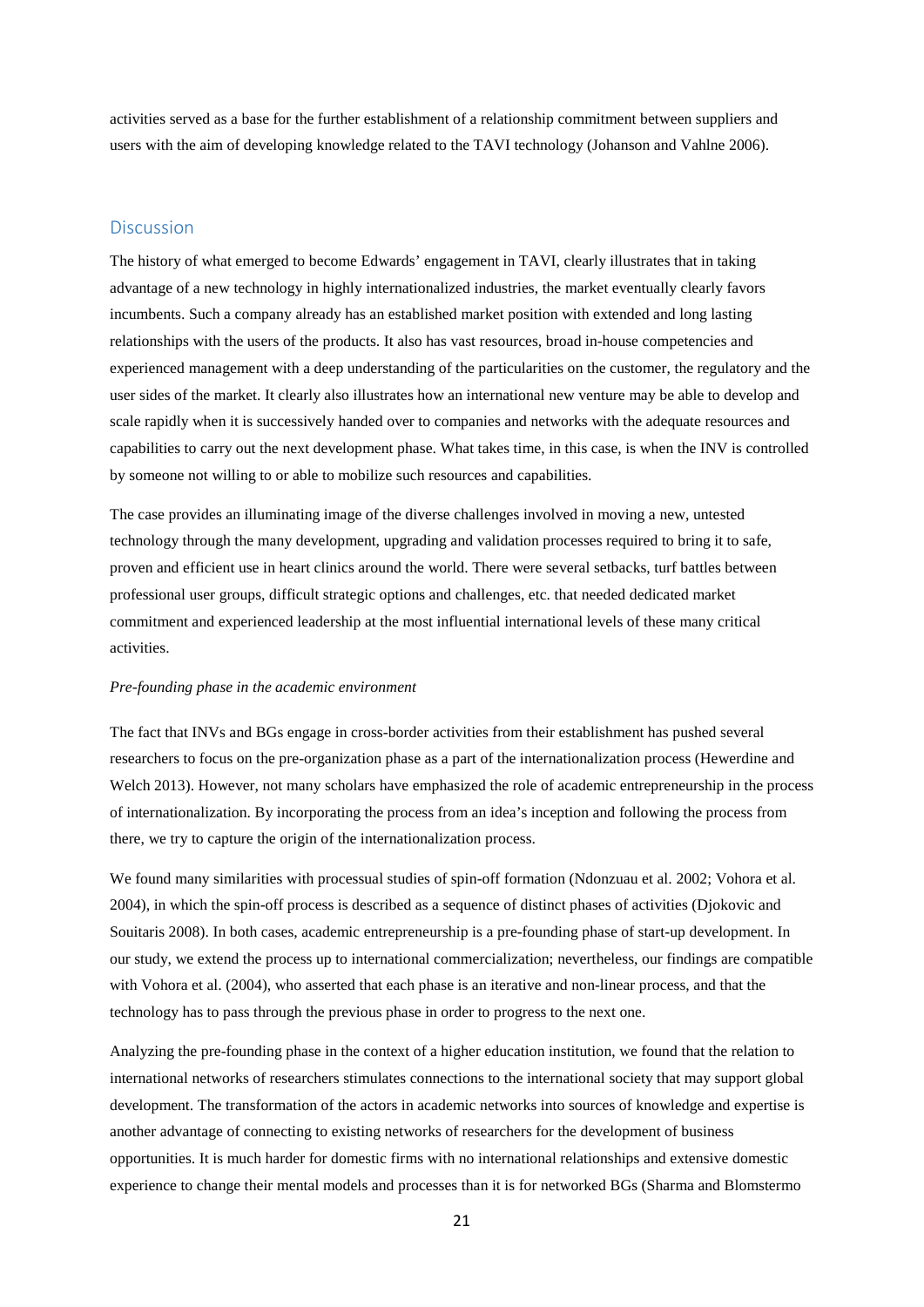activities served as a base for the further establishment of a relationship commitment between suppliers and users with the aim of developing knowledge related to the TAVI technology (Johanson and Vahlne 2006).

## Discussion

The history of what emerged to become Edwards' engagement in TAVI, clearly illustrates that in taking advantage of a new technology in highly internationalized industries, the market eventually clearly favors incumbents. Such a company already has an established market position with extended and long lasting relationships with the users of the products. It also has vast resources, broad in-house competencies and experienced management with a deep understanding of the particularities on the customer, the regulatory and the user sides of the market. It clearly also illustrates how an international new venture may be able to develop and scale rapidly when it is successively handed over to companies and networks with the adequate resources and capabilities to carry out the next development phase. What takes time, in this case, is when the INV is controlled by someone not willing to or able to mobilize such resources and capabilities.

The case provides an illuminating image of the diverse challenges involved in moving a new, untested technology through the many development, upgrading and validation processes required to bring it to safe, proven and efficient use in heart clinics around the world. There were several setbacks, turf battles between professional user groups, difficult strategic options and challenges, etc. that needed dedicated market commitment and experienced leadership at the most influential international levels of these many critical activities.

*Pre-founding phase in the academic environment*

The fact that INVs and BGs engage in cross-border activities from their establishment has pushed several researchers to focus on the pre-organization phase as a part of the internationalization process (Hewerdine and Welch 2013). However, not many scholars have emphasized the role of academic entrepreneurship in the process of internationalization. By incorporating the process from an idea's inception and following the process from there, we try to capture the origin of the internationalization process.

We found many similarities with processual studies of spin-off formation (Ndonzuau et al. 2002; Vohora et al. 2004), in which the spin-off process is described as a sequence of distinct phases of activities (Djokovic and Souitaris 2008). In both cases, academic entrepreneurship is a pre-founding phase of start-up development. In our study, we extend the process up to international commercialization; nevertheless, our findings are compatible with Vohora et al. (2004), who asserted that each phase is an iterative and non-linear process, and that the technology has to pass through the previous phase in order to progress to the next one.

Analyzing the pre-founding phase in the context of a higher education institution, we found that the relation to international networks of researchers stimulates connections to the international society that may support global development. The transformation of the actors in academic networks into sources of knowledge and expertise is another advantage of connecting to existing networks of researchers for the development of business opportunities. It is much harder for domestic firms with no international relationships and extensive domestic experience to change their mental models and processes than it is for networked BGs (Sharma and Blomstermo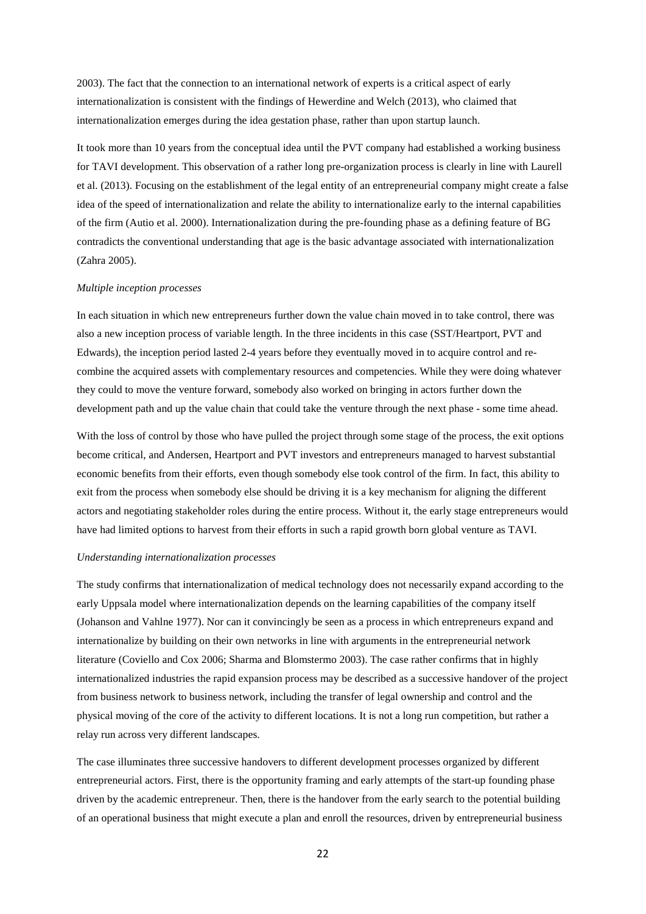2003). The fact that the connection to an international network of experts is a critical aspect of early internationalization is consistent with the findings of Hewerdine and Welch (2013), who claimed that internationalization emerges during the idea gestation phase, rather than upon startup launch.

It took more than 10 years from the conceptual idea until the PVT company had established a working business for TAVI development. This observation of a rather long pre-organization process is clearly in line with Laurell et al. (2013). Focusing on the establishment of the legal entity of an entrepreneurial company might create a false idea of the speed of internationalization and relate the ability to internationalize early to the internal capabilities of the firm (Autio et al. 2000). Internationalization during the pre-founding phase as a defining feature of BG contradicts the conventional understanding that age is the basic advantage associated with internationalization (Zahra 2005).

*Multiple inception processes*

In each situation in which new entrepreneurs further down the value chain moved in to take control, there was also a new inception process of variable length. In the three incidents in this case (SST/Heartport, PVT and Edwards), the inception period lasted 2-4 years before they eventually moved in to acquire control and re-combine the acquired assets with complementary resources and competencies. While they were doing whatever they could to move the venture forward, somebody also worked on bringing in actors further down the development path and up the value chain that could take the venture through the next phase - some time ahead.

With the loss of control by those who have pulled the project through some stage of the process, the exit options become critical, and Andersen, Heartport and PVT investors and entrepreneurs managed to harvest substantial economic benefits from their efforts, even though somebody else took control of the firm. In fact, this ability to exit from the process when somebody else should be driving it is a key mechanism for aligning the different actors and negotiating stakeholder roles during the entire process. Without it, the early stage entrepreneurs would have had limited options to harvest from their efforts in such a rapid growth born global venture as TAVI.

*Understanding internationalization processes*

The study confirms that internationalization of medical technology does not necessarily expand according to the early Uppsala model where internationalization depends on the learning capabilities of the company itself (Johanson and Vahlne 1977). Nor can it convincingly be seen as a process in which entrepreneurs expand and internationalize by building on their own networks in line with arguments in the entrepreneurial network literature (Coviello and Cox 2006; Sharma and Blomstermo 2003). The case rather confirms that in highly internationalized industries the rapid expansion process may be described as a successive handover of the project from business network to business network, including the transfer of legal ownership and control and the physical moving of the core of the activity to different locations. It is not a long run competition, but rather a relay run across very different landscapes.

The case illuminates three successive handovers to different development processes organized by different entrepreneurial actors. First, there is the opportunity framing and early attempts of the start-up founding phase driven by the academic entrepreneur. Then, there is the handover from the early search to the potential building of an operational business that might execute a plan and enroll the resources, driven by entrepreneurial business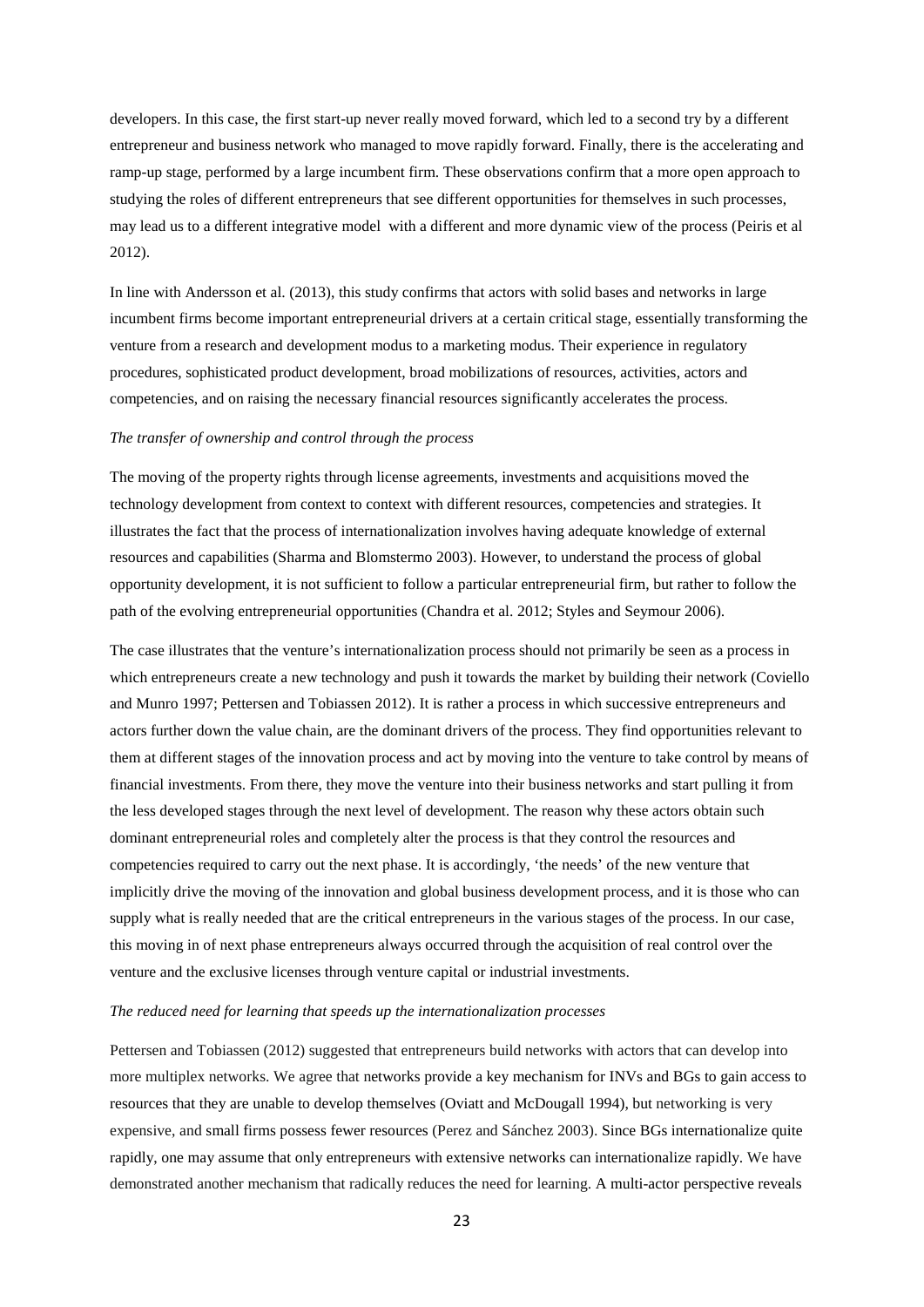developers. In this case, the first start-up never really moved forward, which led to a second try by a different entrepreneur and business network who managed to move rapidly forward. Finally, there is the accelerating and ramp-up stage, performed by a large incumbent firm. These observations confirm that a more open approach to studying the roles of different entrepreneurs that see different opportunities for themselves in such processes, may lead us to a different integrative model with a different and more dynamic view of the process (Peiris et al 2012).

In line with Andersson et al. (2013), this study confirms that actors with solid bases and networks in large incumbent firms become important entrepreneurial drivers at a certain critical stage, essentially transforming the venture from a research and development modus to a marketing modus. Their experience in regulatory procedures, sophisticated product development, broad mobilizations of resources, activities, actors and competencies, and on raising the necessary financial resources significantly accelerates the process.

*The transfer of ownership and control through the process*

The moving of the property rights through license agreements, investments and acquisitions moved the technology development from context to context with different resources, competencies and strategies. It illustrates the fact that the process of internationalization involves having adequate knowledge of external resources and capabilities (Sharma and Blomstermo 2003). However, to understand the process of global opportunity development, it is not sufficient to follow a particular entrepreneurial firm, but rather to follow the path of the evolving entrepreneurial opportunities (Chandra et al. 2012; Styles and Seymour 2006).

The case illustrates that the venture's internationalization process should not primarily be seen as a process in which entrepreneurs create a new technology and push it towards the market by building their network (Coviello and Munro 1997; Pettersen and Tobiassen 2012). It is rather a process in which successive entrepreneurs and actors further down the value chain, are the dominant drivers of the process. They find opportunities relevant to them at different stages of the innovation process and act by moving into the venture to take control by means of financial investments. From there, they move the venture into their business networks and start pulling it from the less developed stages through the next level of development. The reason why these actors obtain such dominant entrepreneurial roles and completely alter the process is that they control the resources and competencies required to carry out the next phase. It is accordingly, 'the needs' of the new venture that implicitly drive the moving of the innovation and global business development process, and it is those who can supply what is really needed that are the critical entrepreneurs in the various stages of the process. In our case, this moving in of next phase entrepreneurs always occurred through the acquisition of real control over the venture and the exclusive licenses through venture capital or industrial investments.

*The reduced need for learning that speeds up the internationalization processes*

Pettersen and Tobiassen (2012) suggested that entrepreneurs build networks with actors that can develop into more multiplex networks. We agree that networks provide a key mechanism for INVs and BGs to gain access to resources that they are unable to develop themselves (Oviatt and McDougall 1994), but networking is very expensive, and small firms possess fewer resources (Perez and Sánchez 2003). Since BGs internationalize quite rapidly, one may assume that only entrepreneurs with extensive networks can internationalize rapidly. We have demonstrated another mechanism that radically reduces the need for learning. A multi-actor perspective reveals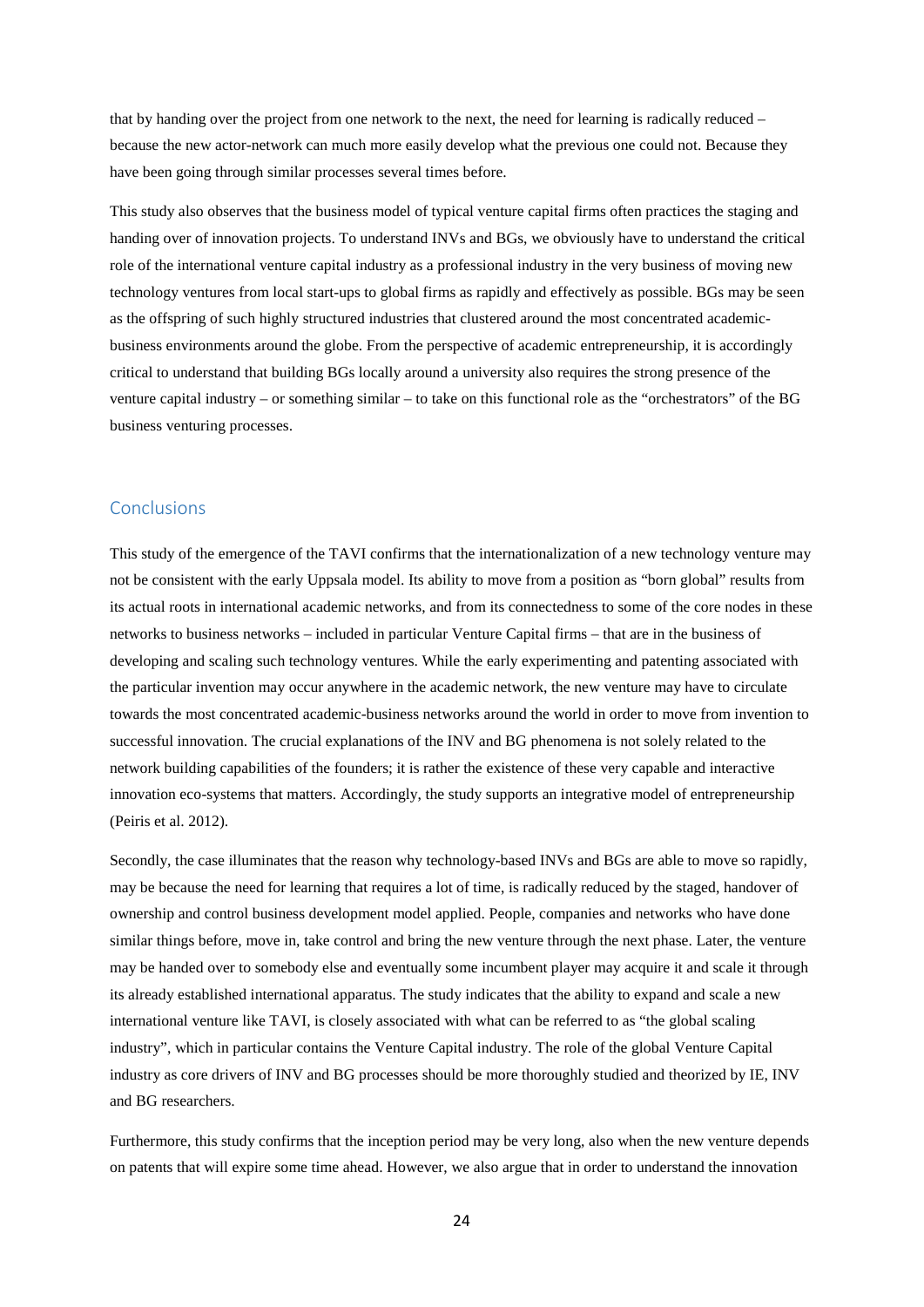that by handing over the project from one network to the next, the need for learning is radically reduced – because the new actor-network can much more easily develop what the previous one could not. Because they have been going through similar processes several times before.

This study also observes that the business model of typical venture capital firms often practices the staging and handing over of innovation projects. To understand INVs and BGs, we obviously have to understand the critical role of the international venture capital industry as a professional industry in the very business of moving new technology ventures from local start-ups to global firms as rapidly and effectively as possible. BGs may be seen as the offspring of such highly structured industries that clustered around the most concentrated academic-business environments around the globe. From the perspective of academic entrepreneurship, it is accordingly critical to understand that building BGs locally around a university also requires the strong presence of the venture capital industry – or something similar – to take on this functional role as the "orchestrators" of the BG business venturing processes.

## Conclusions

This study of the emergence of the TAVI confirms that the internationalization of a new technology venture may not be consistent with the early Uppsala model. Its ability to move from a position as "born global" results from its actual roots in international academic networks, and from its connectedness to some of the core nodes in these networks to business networks – included in particular Venture Capital firms – that are in the business of developing and scaling such technology ventures. While the early experimenting and patenting associated with the particular invention may occur anywhere in the academic network, the new venture may have to circulate towards the most concentrated academic-business networks around the world in order to move from invention to successful innovation. The crucial explanations of the INV and BG phenomena is not solely related to the network building capabilities of the founders; it is rather the existence of these very capable and interactive innovation eco-systems that matters. Accordingly, the study supports an integrative model of entrepreneurship (Peiris et al. 2012).

Secondly, the case illuminates that the reason why technology-based INVs and BGs are able to move so rapidly, may be because the need for learning that requires a lot of time, is radically reduced by the staged, handover of ownership and control business development model applied. People, companies and networks who have done similar things before, move in, take control and bring the new venture through the next phase. Later, the venture may be handed over to somebody else and eventually some incumbent player may acquire it and scale it through its already established international apparatus. The study indicates that the ability to expand and scale a new international venture like TAVI, is closely associated with what can be referred to as "the global scaling industry", which in particular contains the Venture Capital industry. The role of the global Venture Capital industry as core drivers of INV and BG processes should be more thoroughly studied and theorized by IE, INV and BG researchers.

Furthermore, this study confirms that the inception period may be very long, also when the new venture depends on patents that will expire some time ahead. However, we also argue that in order to understand the innovation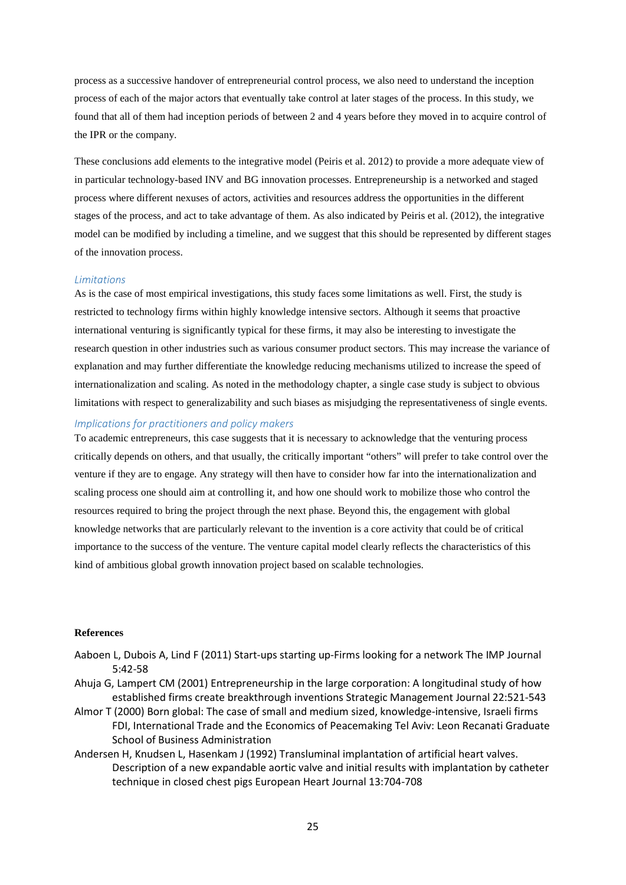process as a successive handover of entrepreneurial control process, we also need to understand the inception process of each of the major actors that eventually take control at later stages of the process. In this study, we found that all of them had inception periods of between 2 and 4 years before they moved in to acquire control of the IPR or the company.

These conclusions add elements to the integrative model (Peiris et al. 2012) to provide a more adequate view of in particular technology-based INV and BG innovation processes. Entrepreneurship is a networked and staged process where different nexuses of actors, activities and resources address the opportunities in the different stages of the process, and act to take advantage of them. As also indicated by Peiris et al. (2012), the integrative model can be modified by including a timeline, and we suggest that this should be represented by different stages of the innovation process.

### *Limitations*

As is the case of most empirical investigations, this study faces some limitations as well. First, the study is restricted to technology firms within highly knowledge intensive sectors. Although it seems that proactive international venturing is significantly typical for these firms, it may also be interesting to investigate the research question in other industries such as various consumer product sectors. This may increase the variance of explanation and may further differentiate the knowledge reducing mechanisms utilized to increase the speed of internationalization and scaling. As noted in the methodology chapter, a single case study is subject to obvious limitations with respect to generalizability and such biases as misjudging the representativeness of single events.

### *Implications for practitioners and policy makers*

To academic entrepreneurs, this case suggests that it is necessary to acknowledge that the venturing process critically depends on others, and that usually, the critically important "others" will prefer to take control over the venture if they are to engage. Any strategy will then have to consider how far into the internationalization and scaling process one should aim at controlling it, and how one should work to mobilize those who control the resources required to bring the project through the next phase. Beyond this, the engagement with global knowledge networks that are particularly relevant to the invention is a core activity that could be of critical importance to the success of the venture. The venture capital model clearly reflects the characteristics of this kind of ambitious global growth innovation project based on scalable technologies.

**References**

Aaboen L, Dubois A, Lind F (2011) Start-ups starting up-Firms looking for a network The IMP Journal 5:42-58

Ahuja G, Lampert CM (2001) Entrepreneurship in the large corporation: A longitudinal study of how established firms create breakthrough inventions Strategic Management Journal 22:521-543

Almor T (2000) Born global: The case of small and medium sized, knowledge-intensive, Israeli firms FDI, International Trade and the Economics of Peacemaking Tel Aviv: Leon Recanati Graduate School of Business Administration

Andersen H, Knudsen L, Hasenkam J (1992) Transluminal implantation of artificial heart valves. Description of a new expandable aortic valve and initial results with implantation by catheter technique in closed chest pigs European Heart Journal 13:704-708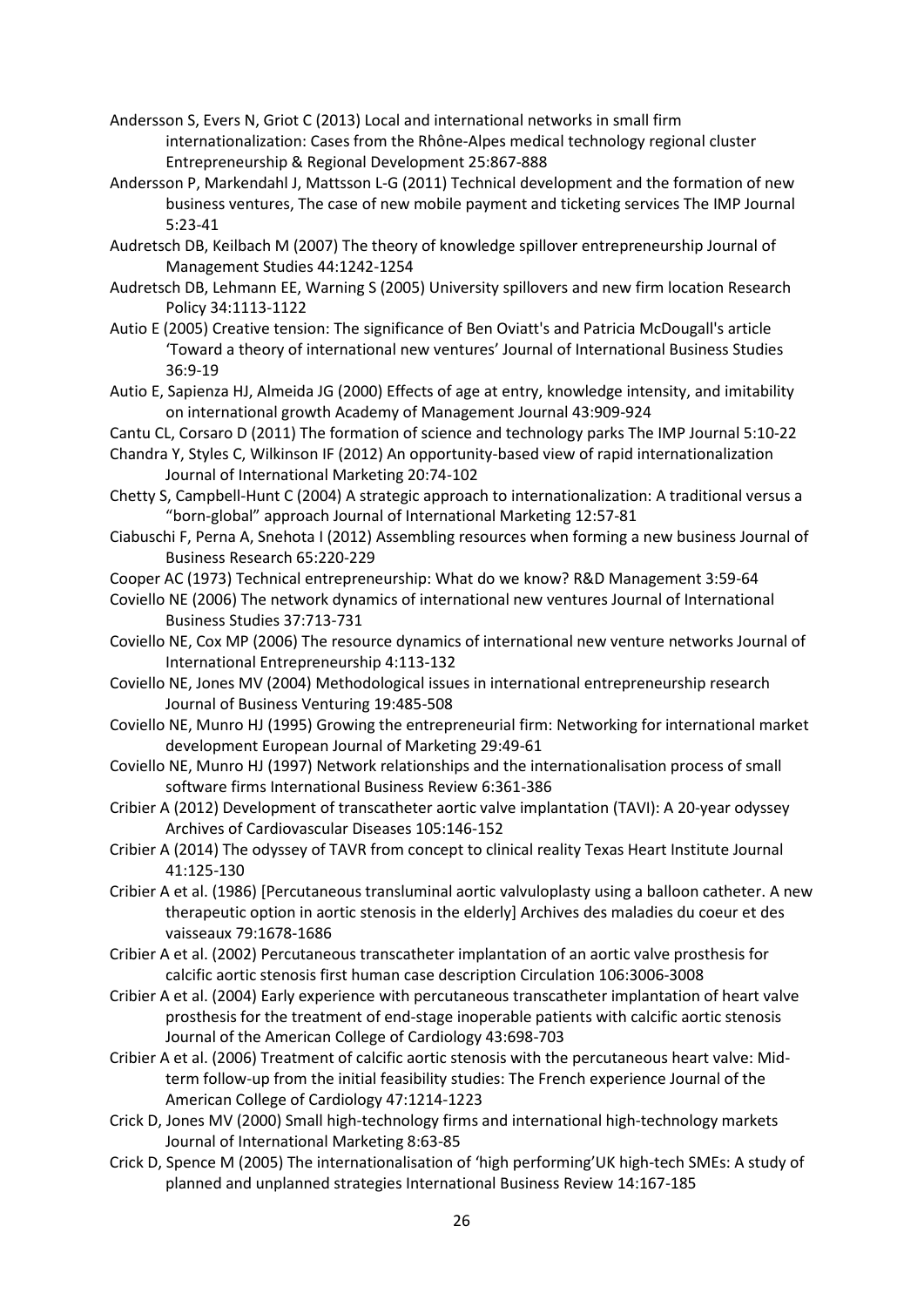Andersson S, Evers N, Griot C (2013) Local and international networks in small firm internationalization: Cases from the Rhône-Alpes medical technology regional cluster Entrepreneurship & Regional Development 25:867-888

Andersson P, Markendahl J, Mattsson L-G (2011) Technical development and the formation of new business ventures, The case of new mobile payment and ticketing services The IMP Journal 5:23-41

Audretsch DB, Keilbach M (2007) The theory of knowledge spillover entrepreneurship Journal of Management Studies 44:1242-1254

Audretsch DB, Lehmann EE, Warning S (2005) University spillovers and new firm location Research Policy 34:1113-1122

Autio E (2005) Creative tension: The significance of Ben Oviatt's and Patricia McDougall's article 'Toward a theory of international new ventures' Journal of International Business Studies 36:9-19

Autio E, Sapienza HJ, Almeida JG (2000) Effects of age at entry, knowledge intensity, and imitability on international growth Academy of Management Journal 43:909-924

Cantu CL, Corsaro D (2011) The formation of science and technology parks The IMP Journal 5:10-22

Chandra Y, Styles C, Wilkinson IF (2012) An opportunity-based view of rapid internationalization Journal of International Marketing 20:74-102

Chetty S, Campbell-Hunt C (2004) A strategic approach to internationalization: A traditional versus a "born-global" approach Journal of International Marketing 12:57-81

Ciabuschi F, Perna A, Snehota I (2012) Assembling resources when forming a new business Journal of Business Research 65:220-229

Cooper AC (1973) Technical entrepreneurship: What do we know? R&D Management 3:59-64

Coviello NE (2006) The network dynamics of international new ventures Journal of International Business Studies 37:713-731

Coviello NE, Cox MP (2006) The resource dynamics of international new venture networks Journal of International Entrepreneurship 4:113-132

Coviello NE, Jones MV (2004) Methodological issues in international entrepreneurship research Journal of Business Venturing 19:485-508

Coviello NE, Munro HJ (1995) Growing the entrepreneurial firm: Networking for international market development European Journal of Marketing 29:49-61

Coviello NE, Munro HJ (1997) Network relationships and the internationalisation process of small software firms International Business Review 6:361-386

Cribier A (2012) Development of transcatheter aortic valve implantation (TAVI): A 20-year odyssey Archives of Cardiovascular Diseases 105:146-152

Cribier A (2014) The odyssey of TAVR from concept to clinical reality Texas Heart Institute Journal 41:125-130

Cribier A et al. (1986) [Percutaneous transluminal aortic valvuloplasty using a balloon catheter. A new therapeutic option in aortic stenosis in the elderly] Archives des maladies du coeur et des vaisseaux 79:1678-1686

Cribier A et al. (2002) Percutaneous transcatheter implantation of an aortic valve prosthesis for calcific aortic stenosis first human case description Circulation 106:3006-3008

Cribier A et al. (2004) Early experience with percutaneous transcatheter implantation of heart valve prosthesis for the treatment of end-stage inoperable patients with calcific aortic stenosis Journal of the American College of Cardiology 43:698-703

Cribier A et al. (2006) Treatment of calcific aortic stenosis with the percutaneous heart valve: Mid-term follow-up from the initial feasibility studies: The French experience Journal of the American College of Cardiology 47:1214-1223

Crick D, Jones MV (2000) Small high-technology firms and international high-technology markets Journal of International Marketing 8:63-85

Crick D, Spence M (2005) The internationalisation of 'high performing'UK high-tech SMEs: A study of planned and unplanned strategies International Business Review 14:167-185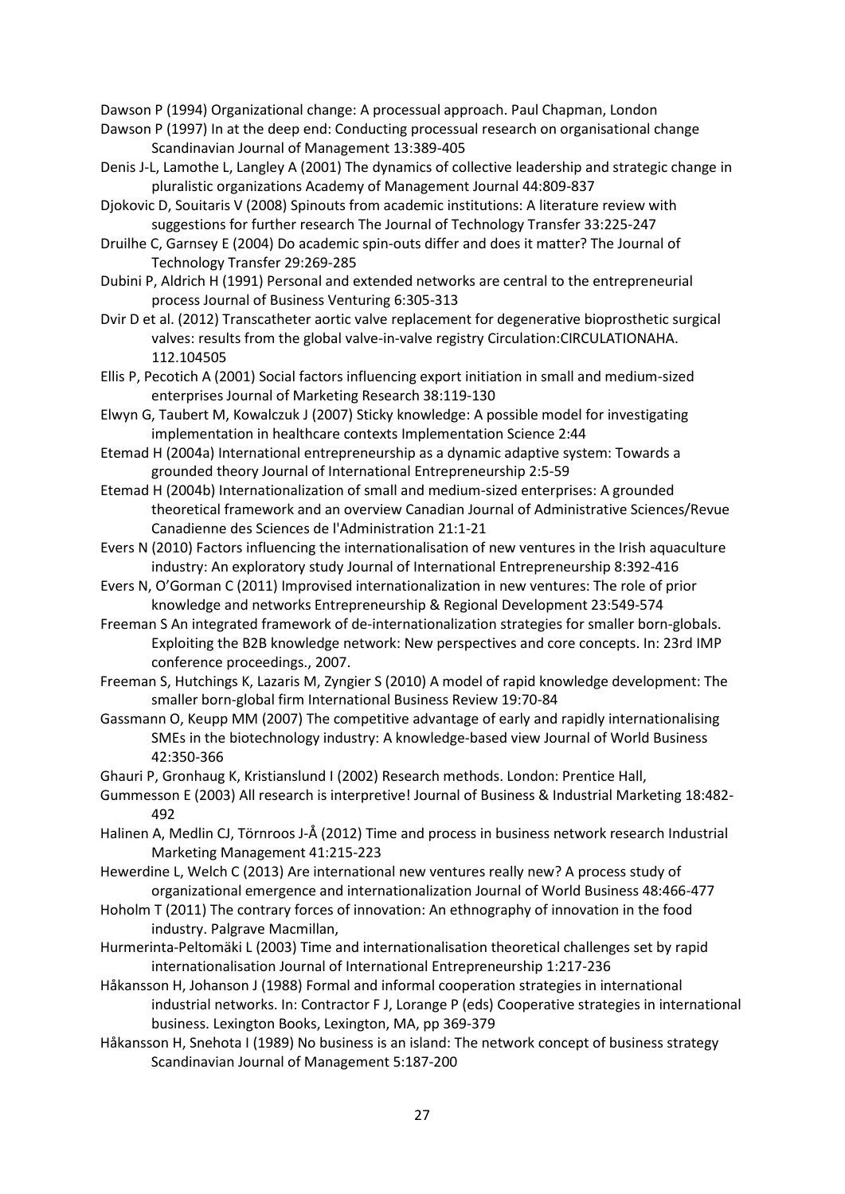Dawson P (1994) Organizational change: A processual approach. Paul Chapman, London

Dawson P (1997) In at the deep end: Conducting processual research on organisational change Scandinavian Journal of Management 13:389-405

Denis J-L, Lamothe L, Langley A (2001) The dynamics of collective leadership and strategic change in pluralistic organizations Academy of Management Journal 44:809-837

Djokovic D, Souitaris V (2008) Spinouts from academic institutions: A literature review with suggestions for further research The Journal of Technology Transfer 33:225-247

Druilhe C, Garnsey E (2004) Do academic spin-outs differ and does it matter? The Journal of Technology Transfer 29:269-285

Dubini P, Aldrich H (1991) Personal and extended networks are central to the entrepreneurial process Journal of Business Venturing 6:305-313

Dvir D et al. (2012) Transcatheter aortic valve replacement for degenerative bioprosthetic surgical valves: results from the global valve-in-valve registry Circulation:CIRCULATIONAHA. 112.104505

Ellis P, Pecotich A (2001) Social factors influencing export initiation in small and medium-sized enterprises Journal of Marketing Research 38:119-130

Elwyn G, Taubert M, Kowalczuk J (2007) Sticky knowledge: A possible model for investigating implementation in healthcare contexts Implementation Science 2:44

Etemad H (2004a) International entrepreneurship as a dynamic adaptive system: Towards a grounded theory Journal of International Entrepreneurship 2:5-59

Etemad H (2004b) Internationalization of small and medium-sized enterprises: A grounded theoretical framework and an overview Canadian Journal of Administrative Sciences/Revue Canadienne des Sciences de l'Administration 21:1-21

Evers N (2010) Factors influencing the internationalisation of new ventures in the Irish aquaculture industry: An exploratory study Journal of International Entrepreneurship 8:392-416

Evers N, O'Gorman C (2011) Improvised internationalization in new ventures: The role of prior knowledge and networks Entrepreneurship & Regional Development 23:549-574

Freeman S An integrated framework of de-internationalization strategies for smaller born-globals. Exploiting the B2B knowledge network: New perspectives and core concepts. In: 23rd IMP conference proceedings., 2007.

Freeman S, Hutchings K, Lazaris M, Zyngier S (2010) A model of rapid knowledge development: The smaller born-global firm International Business Review 19:70-84

Gassmann O, Keupp MM (2007) The competitive advantage of early and rapidly internationalising SMEs in the biotechnology industry: A knowledge-based view Journal of World Business 42:350-366

Ghauri P, Gronhaug K, Kristianslund I (2002) Research methods. London: Prentice Hall,

Gummesson E (2003) All research is interpretive! Journal of Business & Industrial Marketing 18:482-492

Halinen A, Medlin CJ, Törnroos J-Å (2012) Time and process in business network research Industrial Marketing Management 41:215-223

Hewerdine L, Welch C (2013) Are international new ventures really new? A process study of organizational emergence and internationalization Journal of World Business 48:466-477

Hoholm T (2011) The contrary forces of innovation: An ethnography of innovation in the food industry. Palgrave Macmillan,

Hurmerinta-Peltomäki L (2003) Time and internationalisation theoretical challenges set by rapid internationalisation Journal of International Entrepreneurship 1:217-236

Håkansson H, Johanson J (1988) Formal and informal cooperation strategies in international industrial networks. In: Contractor F J, Lorange P (eds) Cooperative strategies in international business. Lexington Books, Lexington, MA, pp 369-379

Håkansson H, Snehota I (1989) No business is an island: The network concept of business strategy Scandinavian Journal of Management 5:187-200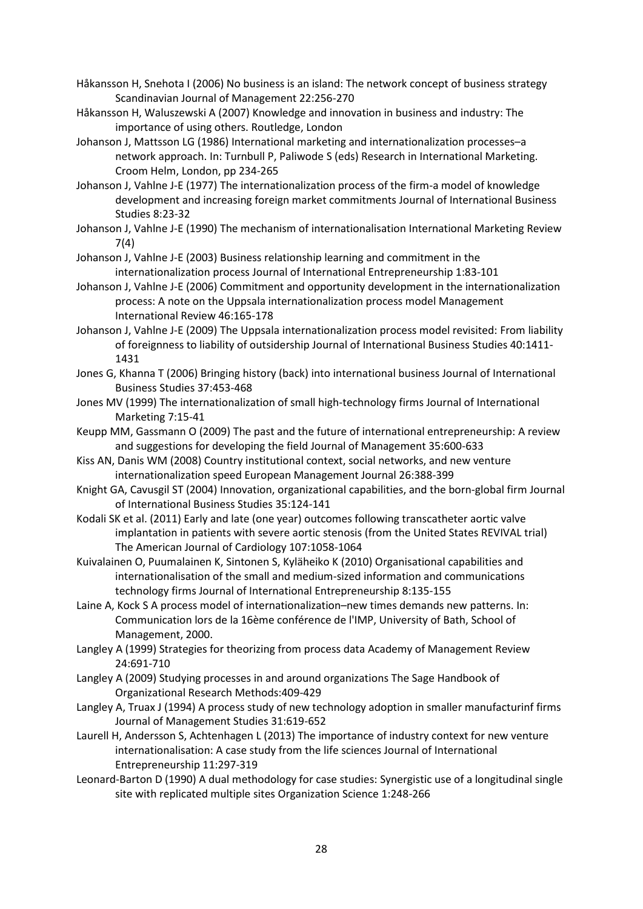Håkansson H, Snehota I (2006) No business is an island: The network concept of business strategy Scandinavian Journal of Management 22:256-270

Håkansson H, Waluszewski A (2007) Knowledge and innovation in business and industry: The importance of using others. Routledge, London

Johanson J, Mattsson LG (1986) International marketing and internationalization processes–a network approach. In: Turnbull P, Paliwode S (eds) Research in International Marketing. Croom Helm, London, pp 234-265

Johanson J, Vahlne J-E (1977) The internationalization process of the firm-a model of knowledge development and increasing foreign market commitments Journal of International Business Studies 8:23-32

Johanson J, Vahlne J-E (1990) The mechanism of internationalisation International Marketing Review 7(4)

Johanson J, Vahlne J-E (2003) Business relationship learning and commitment in the internationalization process Journal of International Entrepreneurship 1:83-101

Johanson J, Vahlne J-E (2006) Commitment and opportunity development in the internationalization process: A note on the Uppsala internationalization process model Management International Review 46:165-178

Johanson J, Vahlne J-E (2009) The Uppsala internationalization process model revisited: From liability of foreignness to liability of outsidership Journal of International Business Studies 40:1411-1431

Jones G, Khanna T (2006) Bringing history (back) into international business Journal of International Business Studies 37:453-468

Jones MV (1999) The internationalization of small high-technology firms Journal of International Marketing 7:15-41

Keupp MM, Gassmann O (2009) The past and the future of international entrepreneurship: A review and suggestions for developing the field Journal of Management 35:600-633

Kiss AN, Danis WM (2008) Country institutional context, social networks, and new venture internationalization speed European Management Journal 26:388-399

Knight GA, Cavusgil ST (2004) Innovation, organizational capabilities, and the born-global firm Journal of International Business Studies 35:124-141

Kodali SK et al. (2011) Early and late (one year) outcomes following transcatheter aortic valve implantation in patients with severe aortic stenosis (from the United States REVIVAL trial) The American Journal of Cardiology 107:1058-1064

Kuivalainen O, Puumalainen K, Sintonen S, Kyläheiko K (2010) Organisational capabilities and internationalisation of the small and medium-sized information and communications technology firms Journal of International Entrepreneurship 8:135-155

Laine A, Kock S A process model of internationalization–new times demands new patterns. In: Communication lors de la 16ème conférence de l'IMP, University of Bath, School of Management, 2000.

Langley A (1999) Strategies for theorizing from process data Academy of Management Review 24:691-710

Langley A (2009) Studying processes in and around organizations The Sage Handbook of Organizational Research Methods:409-429

Langley A, Truax J (1994) A process study of new technology adoption in smaller manufacturinf firms Journal of Management Studies 31:619-652

Laurell H, Andersson S, Achtenhagen L (2013) The importance of industry context for new venture internationalisation: A case study from the life sciences Journal of International Entrepreneurship 11:297-319

Leonard-Barton D (1990) A dual methodology for case studies: Synergistic use of a longitudinal single site with replicated multiple sites Organization Science 1:248-266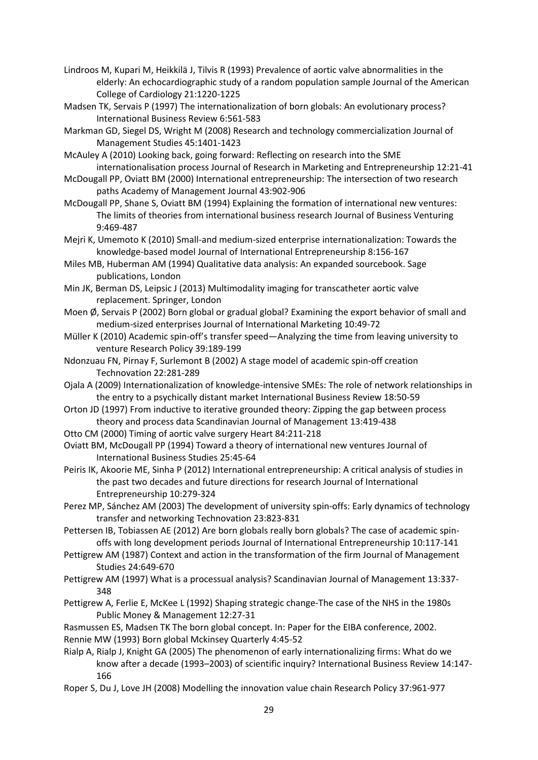Lindroos M, Kupari M, Heikkilä J, Tilvis R (1993) Prevalence of aortic valve abnormalities in the elderly: An echocardiographic study of a random population sample Journal of the American College of Cardiology 21:1220-1225

Madsen TK, Servais P (1997) The internationalization of born globals: An evolutionary process? International Business Review 6:561-583

Markman GD, Siegel DS, Wright M (2008) Research and technology commercialization Journal of Management Studies 45:1401-1423

McAuley A (2010) Looking back, going forward: Reflecting on research into the SME internationalisation process Journal of Research in Marketing and Entrepreneurship 12:21-41

McDougall PP, Oviatt BM (2000) International entrepreneurship: The intersection of two research paths Academy of Management Journal 43:902-906

McDougall PP, Shane S, Oviatt BM (1994) Explaining the formation of international new ventures: The limits of theories from international business research Journal of Business Venturing 9:469-487

Mejri K, Umemoto K (2010) Small-and medium-sized enterprise internationalization: Towards the knowledge-based model Journal of International Entrepreneurship 8:156-167

Miles MB, Huberman AM (1994) Qualitative data analysis: An expanded sourcebook. Sage publications, London

Min JK, Berman DS, Leipsic J (2013) Multimodality imaging for transcatheter aortic valve replacement. Springer, London

Moen Ø, Servais P (2002) Born global or gradual global? Examining the export behavior of small and medium-sized enterprises Journal of International Marketing 10:49-72

Müller K (2010) Academic spin-off's transfer speed—Analyzing the time from leaving university to venture Research Policy 39:189-199

Ndonzuau FN, Pirnay F, Surlemont B (2002) A stage model of academic spin-off creation Technovation 22:281-289

Ojala A (2009) Internationalization of knowledge-intensive SMEs: The role of network relationships in the entry to a psychically distant market International Business Review 18:50-59

Orton JD (1997) From inductive to iterative grounded theory: Zipping the gap between process theory and process data Scandinavian Journal of Management 13:419-438

Otto CM (2000) Timing of aortic valve surgery Heart 84:211-218

Oviatt BM, McDougall PP (1994) Toward a theory of international new ventures Journal of International Business Studies 25:45-64

Peiris IK, Akoorie ME, Sinha P (2012) International entrepreneurship: A critical analysis of studies in the past two decades and future directions for research Journal of International Entrepreneurship 10:279-324

Perez MP, Sánchez AM (2003) The development of university spin-offs: Early dynamics of technology transfer and networking Technovation 23:823-831

Pettersen IB, Tobiassen AE (2012) Are born globals really born globals? The case of academic spin-offs with long development periods Journal of International Entrepreneurship 10:117-141

Pettigrew AM (1987) Context and action in the transformation of the firm Journal of Management Studies 24:649-670

Pettigrew AM (1997) What is a processual analysis? Scandinavian Journal of Management 13:337-348

Pettigrew A, Ferlie E, McKee L (1992) Shaping strategic change-The case of the NHS in the 1980s Public Money & Management 12:27-31

Rasmussen ES, Madsen TK The born global concept. In: Paper for the EIBA conference, 2002.

Rennie MW (1993) Born global Mckinsey Quarterly 4:45-52

Rialp A, Rialp J, Knight GA (2005) The phenomenon of early internationalizing firms: What do we know after a decade (1993–2003) of scientific inquiry? International Business Review 14:147-166

Roper S, Du J, Love JH (2008) Modelling the innovation value chain Research Policy 37:961-977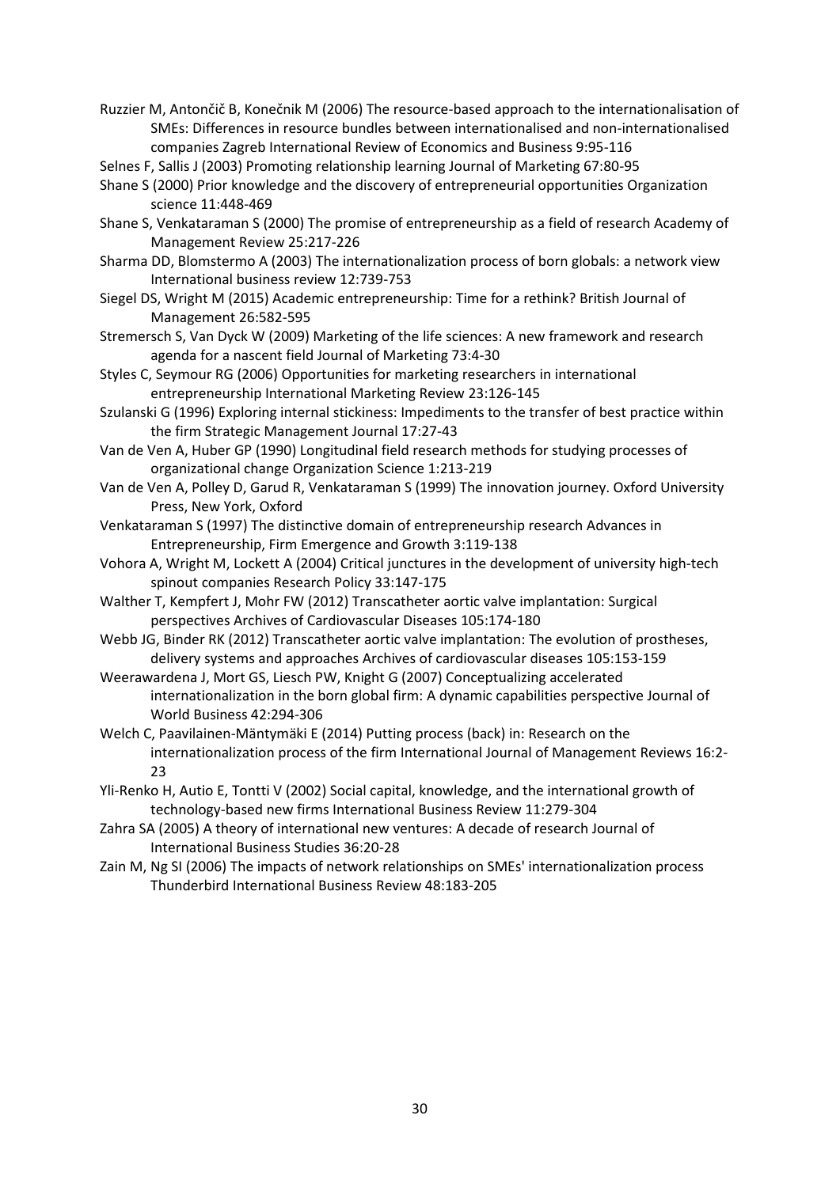Ruzzier M, Antončič B, Konečnik M (2006) The resource-based approach to the internationalisation of SMEs: Differences in resource bundles between internationalised and non-internationalised companies Zagreb International Review of Economics and Business 9:95-116

Selnes F, Sallis J (2003) Promoting relationship learning Journal of Marketing 67:80-95

Shane S (2000) Prior knowledge and the discovery of entrepreneurial opportunities Organization science 11:448-469

Shane S, Venkataraman S (2000) The promise of entrepreneurship as a field of research Academy of Management Review 25:217-226

Sharma DD, Blomstermo A (2003) The internationalization process of born globals: a network view International business review 12:739-753

Siegel DS, Wright M (2015) Academic entrepreneurship: Time for a rethink? British Journal of Management 26:582-595

Stremersch S, Van Dyck W (2009) Marketing of the life sciences: A new framework and research agenda for a nascent field Journal of Marketing 73:4-30

Styles C, Seymour RG (2006) Opportunities for marketing researchers in international entrepreneurship International Marketing Review 23:126-145

Szulanski G (1996) Exploring internal stickiness: Impediments to the transfer of best practice within the firm Strategic Management Journal 17:27-43

Van de Ven A, Huber GP (1990) Longitudinal field research methods for studying processes of organizational change Organization Science 1:213-219

Van de Ven A, Polley D, Garud R, Venkataraman S (1999) The innovation journey. Oxford University Press, New York, Oxford

Venkataraman S (1997) The distinctive domain of entrepreneurship research Advances in Entrepreneurship, Firm Emergence and Growth 3:119-138

Vohora A, Wright M, Lockett A (2004) Critical junctures in the development of university high-tech spinout companies Research Policy 33:147-175

Walther T, Kempfert J, Mohr FW (2012) Transcatheter aortic valve implantation: Surgical perspectives Archives of Cardiovascular Diseases 105:174-180

Webb JG, Binder RK (2012) Transcatheter aortic valve implantation: The evolution of prostheses, delivery systems and approaches Archives of cardiovascular diseases 105:153-159

Weerawardena J, Mort GS, Liesch PW, Knight G (2007) Conceptualizing accelerated internationalization in the born global firm: A dynamic capabilities perspective Journal of World Business 42:294-306

Welch C, Paavilainen-Mäntymäki E (2014) Putting process (back) in: Research on the internationalization process of the firm International Journal of Management Reviews 16:2-23

Yli-Renko H, Autio E, Tontti V (2002) Social capital, knowledge, and the international growth of technology-based new firms International Business Review 11:279-304

Zahra SA (2005) A theory of international new ventures: A decade of research Journal of International Business Studies 36:20-28

Zain M, Ng SI (2006) The impacts of network relationships on SMEs' internationalization process Thunderbird International Business Review 48:183-205